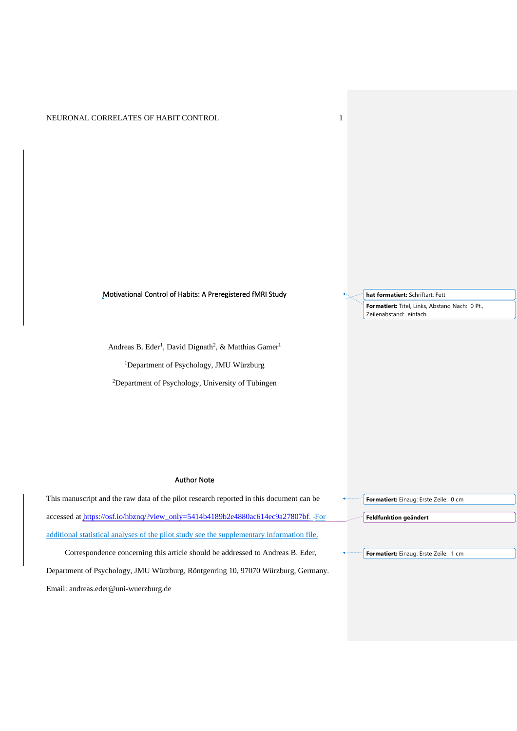# Motivational Control of Habits: A Preregistered fMRI Study

Andreas B. Eder[1], David Dignath[2], & Matthias Gamer[1]

[1]Department of Psychology, JMU Würzburg

[2]Department of Psychology, University of Tübingen

## Author Note

This manuscript and the raw data of the pilot research reported in this document can be accessed at https://osf.io/hbznq/?view_only=5414b4189b2e4880ac614ec9a27807bf. For additional statistical analyses of the pilot study see the supplementary information file.

Correspondence concerning this article should be addressed to Andreas B. Eder, Department of Psychology, JMU Würzburg, Röntgenring 10, 97070 Würzburg, Germany. Email: andreas.eder@uni-wuerzburg.de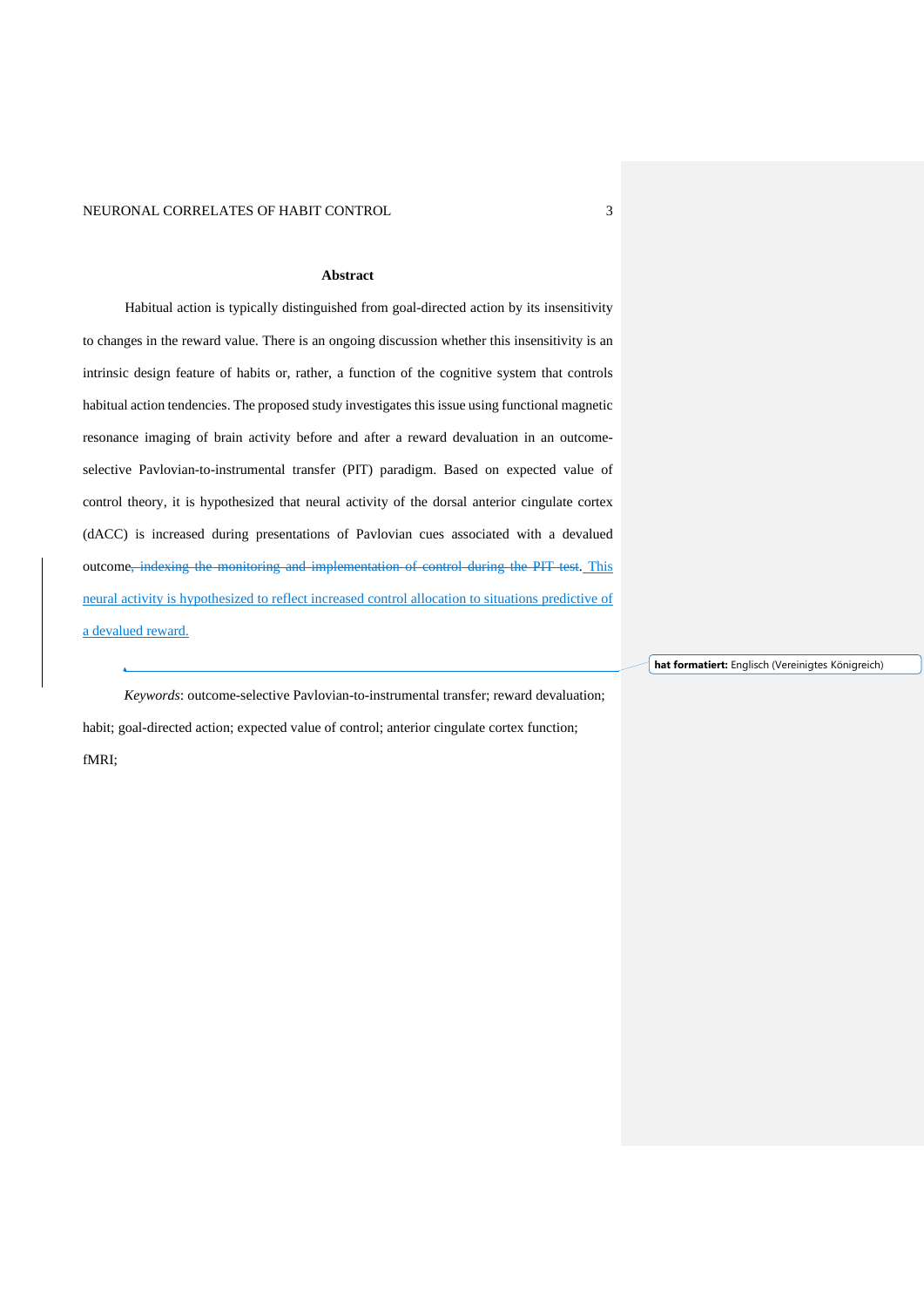## Abstract

Habitual action is typically distinguished from goal-directed action by its insensitivity to changes in the reward value. There is an ongoing discussion whether this insensitivity is an intrinsic design feature of habits or, rather, a function of the cognitive system that controls habitual action tendencies. The proposed study investigates this issue using functional magnetic resonance imaging of brain activity before and after a reward devaluation in an outcome-selective Pavlovian-to-instrumental transfer (PIT) paradigm. Based on expected value of control theory, it is hypothesized that neural activity of the dorsal anterior cingulate cortex (dACC) is increased during presentations of Pavlovian cues associated with a devalued outcome~~, indexing the monitoring and implementation of control during the PIT test~~. This neural activity is hypothesized to reflect increased control allocation to situations predictive of a devalued reward.

*Keywords*: outcome-selective Pavlovian-to-instrumental transfer; reward devaluation; habit; goal-directed action; expected value of control; anterior cingulate cortex function; fMRI;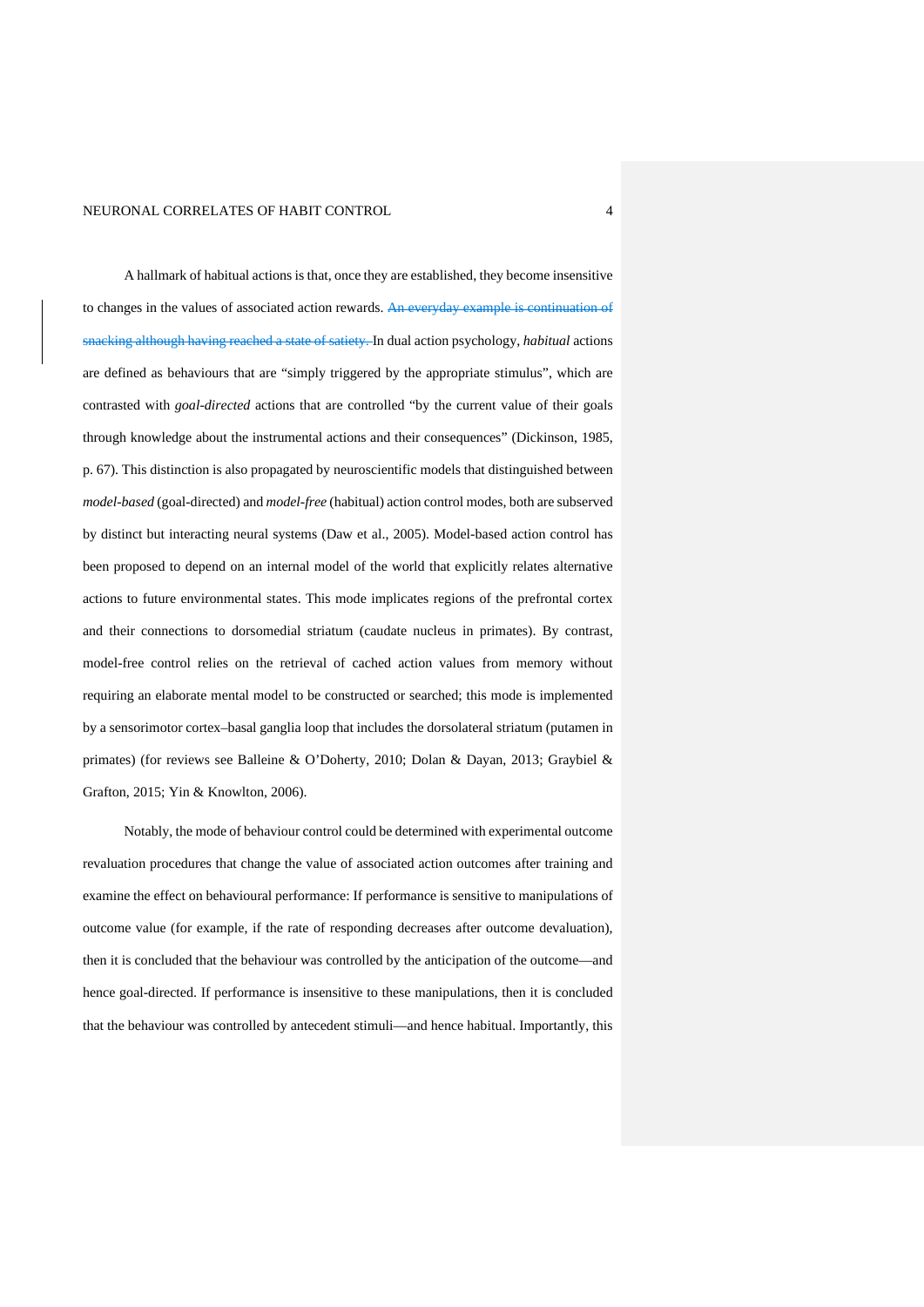A hallmark of habitual actions is that, once they are established, they become insensitive to changes in the values of associated action rewards. ~~An everyday example is continuation of snacking although having reached a state of satiety.~~ In dual action psychology, *habitual* actions are defined as behaviours that are "simply triggered by the appropriate stimulus", which are contrasted with *goal-directed* actions that are controlled "by the current value of their goals through knowledge about the instrumental actions and their consequences" (Dickinson, 1985, p. 67). This distinction is also propagated by neuroscientific models that distinguished between *model-based* (goal-directed) and *model-free* (habitual) action control modes, both are subserved by distinct but interacting neural systems (Daw et al., 2005). Model-based action control has been proposed to depend on an internal model of the world that explicitly relates alternative actions to future environmental states. This mode implicates regions of the prefrontal cortex and their connections to dorsomedial striatum (caudate nucleus in primates). By contrast, model-free control relies on the retrieval of cached action values from memory without requiring an elaborate mental model to be constructed or searched; this mode is implemented by a sensorimotor cortex–basal ganglia loop that includes the dorsolateral striatum (putamen in primates) (for reviews see Balleine & O'Doherty, 2010; Dolan & Dayan, 2013; Graybiel & Grafton, 2015; Yin & Knowlton, 2006).

Notably, the mode of behaviour control could be determined with experimental outcome revaluation procedures that change the value of associated action outcomes after training and examine the effect on behavioural performance: If performance is sensitive to manipulations of outcome value (for example, if the rate of responding decreases after outcome devaluation), then it is concluded that the behaviour was controlled by the anticipation of the outcome—and hence goal-directed. If performance is insensitive to these manipulations, then it is concluded that the behaviour was controlled by antecedent stimuli—and hence habitual. Importantly, this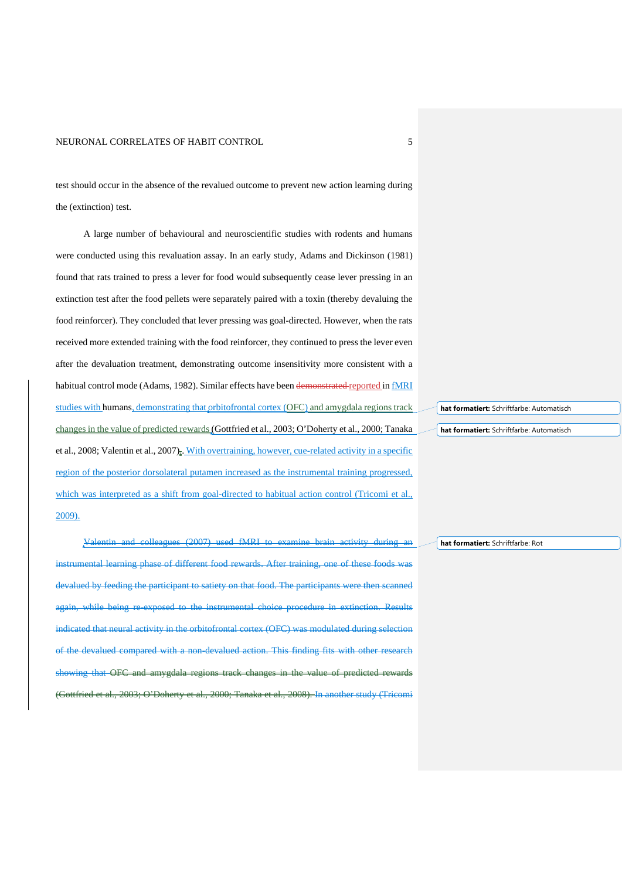test should occur in the absence of the revalued outcome to prevent new action learning during the (extinction) test.

A large number of behavioural and neuroscientific studies with rodents and humans were conducted using this revaluation assay. In an early study, Adams and Dickinson (1981) found that rats trained to press a lever for food would subsequently cease lever pressing in an extinction test after the food pellets were separately paired with a toxin (thereby devaluing the food reinforcer). They concluded that lever pressing was goal-directed. However, when the rats received more extended training with the food reinforcer, they continued to press the lever even after the devaluation treatment, demonstrating outcome insensitivity more consistent with a habitual control mode (Adams, 1982). Similar effects have been ~~demonstrated~~ reported in fMRI studies with humans, demonstrating that orbitofrontal cortex (OFC) and amygdala regions track changes in the value of predicted rewards (Gottfried et al., 2003; O'Doherty et al., 2000; Tanaka et al., 2008; Valentin et al., 2007)~~,~~. With overtraining, however, cue-related activity in a specific region of the posterior dorsolateral putamen increased as the instrumental training progressed, which was interpreted as a shift from goal-directed to habitual action control (Tricomi et al., 2009).

~~Valentin and colleagues (2007) used fMRI to examine brain activity during an instrumental learning phase of different food rewards. After training, one of these foods was devalued by feeding the participant to satiety on that food. The participants were then scanned again, while being re-exposed to the instrumental choice procedure in extinction. Results indicated that neural activity in the orbitofrontal cortex (OFC) was modulated during selection of the devalued compared with a non-devalued action. This finding fits with other research showing that OFC and amygdala regions track changes in the value of predicted rewards (Gottfried et al., 2003; O'Doherty et al., 2000; Tanaka et al., 2008). In another study (Tricomi~~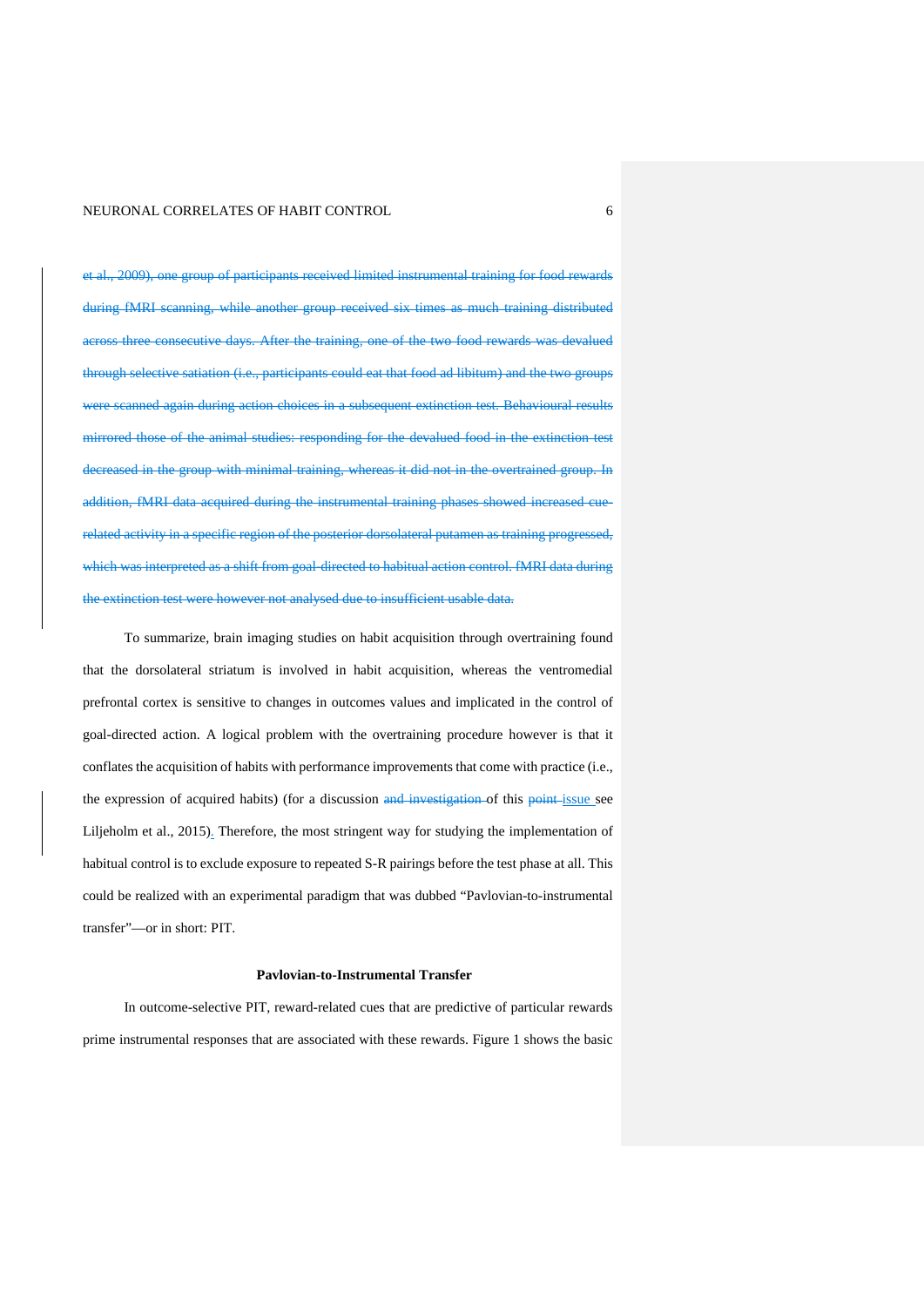~~et al., 2009), one group of participants received limited instrumental training for food rewards during fMRI scanning, while another group received six times as much training distributed across three consecutive days. After the training, one of the two food rewards was devalued through selective satiation (i.e., participants could eat that food ad libitum) and the two groups were scanned again during action choices in a subsequent extinction test. Behavioural results mirrored those of the animal studies: responding for the devalued food in the extinction test decreased in the group with minimal training, whereas it did not in the overtrained group. In addition, fMRI data acquired during the instrumental training phases showed increased cue-related activity in a specific region of the posterior dorsolateral putamen as training progressed, which was interpreted as a shift from goal-directed to habitual action control. fMRI data during the extinction test were however not analysed due to insufficient usable data.~~

To summarize, brain imaging studies on habit acquisition through overtraining found that the dorsolateral striatum is involved in habit acquisition, whereas the ventromedial prefrontal cortex is sensitive to changes in outcomes values and implicated in the control of goal-directed action. A logical problem with the overtraining procedure however is that it conflates the acquisition of habits with performance improvements that come with practice (i.e., the expression of acquired habits) (for a discussion ~~and investigation~~ of this ~~point~~ issue see Liljeholm et al., 2015). Therefore, the most stringent way for studying the implementation of habitual control is to exclude exposure to repeated S-R pairings before the test phase at all. This could be realized with an experimental paradigm that was dubbed "Pavlovian-to-instrumental transfer"—or in short: PIT.

## Pavlovian-to-Instrumental Transfer

In outcome-selective PIT, reward-related cues that are predictive of particular rewards prime instrumental responses that are associated with these rewards. Figure 1 shows the basic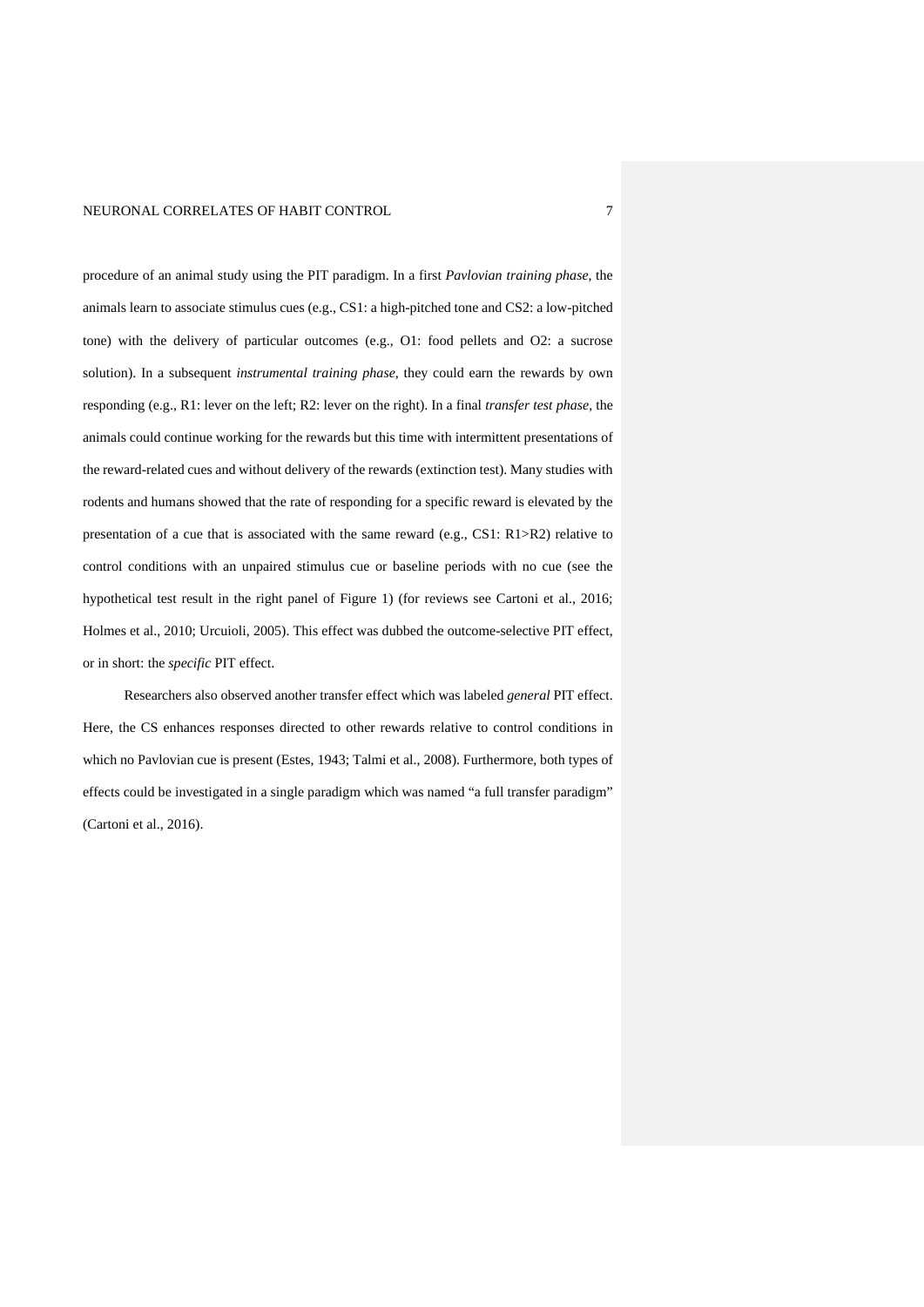procedure of an animal study using the PIT paradigm. In a first *Pavlovian training phase*, the animals learn to associate stimulus cues (e.g., CS1: a high-pitched tone and CS2: a low-pitched tone) with the delivery of particular outcomes (e.g., O1: food pellets and O2: a sucrose solution). In a subsequent *instrumental training phase*, they could earn the rewards by own responding (e.g., R1: lever on the left; R2: lever on the right). In a final *transfer test phase*, the animals could continue working for the rewards but this time with intermittent presentations of the reward-related cues and without delivery of the rewards (extinction test). Many studies with rodents and humans showed that the rate of responding for a specific reward is elevated by the presentation of a cue that is associated with the same reward (e.g., CS1: R1>R2) relative to control conditions with an unpaired stimulus cue or baseline periods with no cue (see the hypothetical test result in the right panel of Figure 1) (for reviews see Cartoni et al., 2016; Holmes et al., 2010; Urcuioli, 2005). This effect was dubbed the outcome-selective PIT effect, or in short: the *specific* PIT effect.

Researchers also observed another transfer effect which was labeled *general* PIT effect. Here, the CS enhances responses directed to other rewards relative to control conditions in which no Pavlovian cue is present (Estes, 1943; Talmi et al., 2008). Furthermore, both types of effects could be investigated in a single paradigm which was named "a full transfer paradigm" (Cartoni et al., 2016).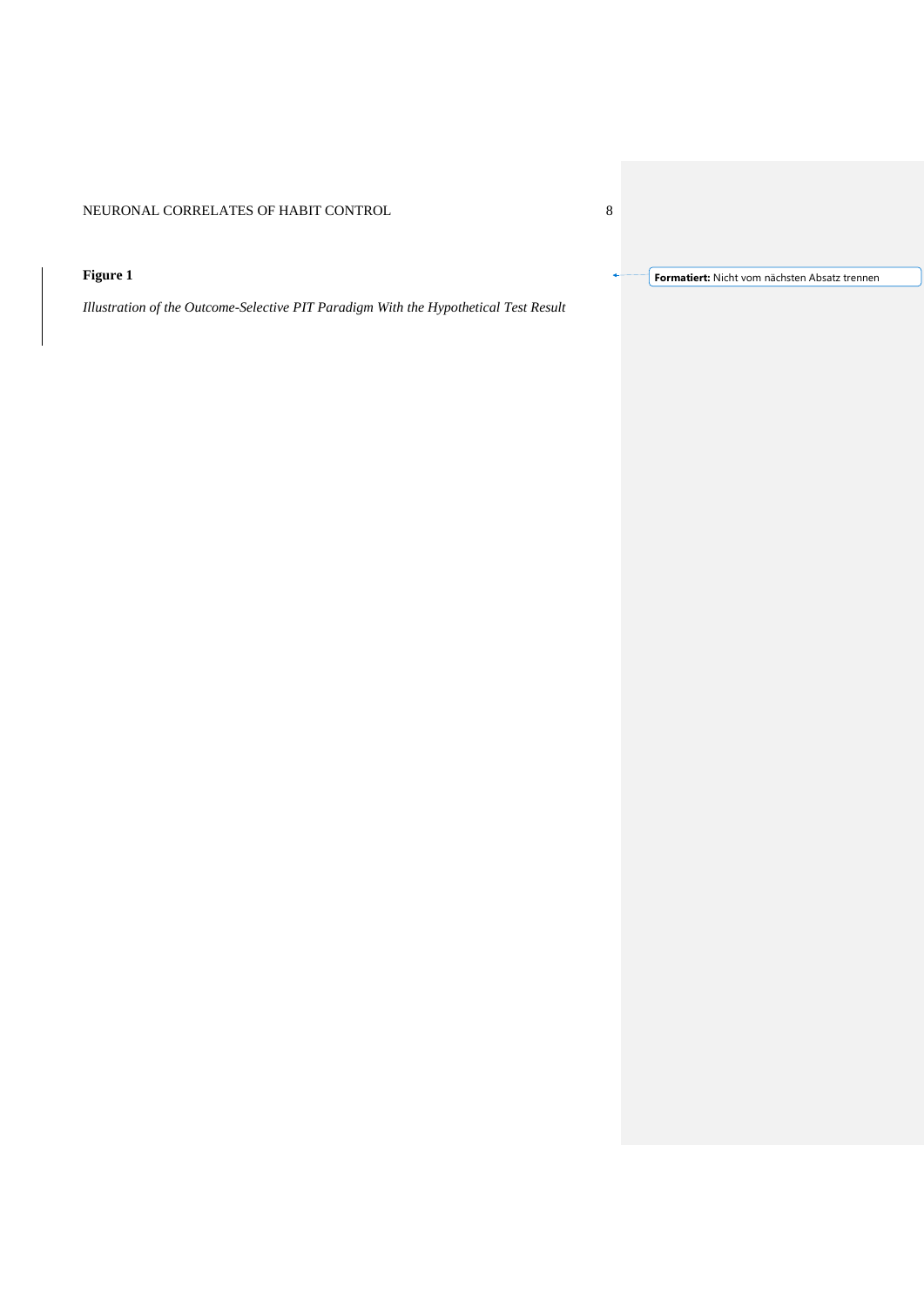**Figure 1**

*Illustration of the Outcome-Selective PIT Paradigm With the Hypothetical Test Result*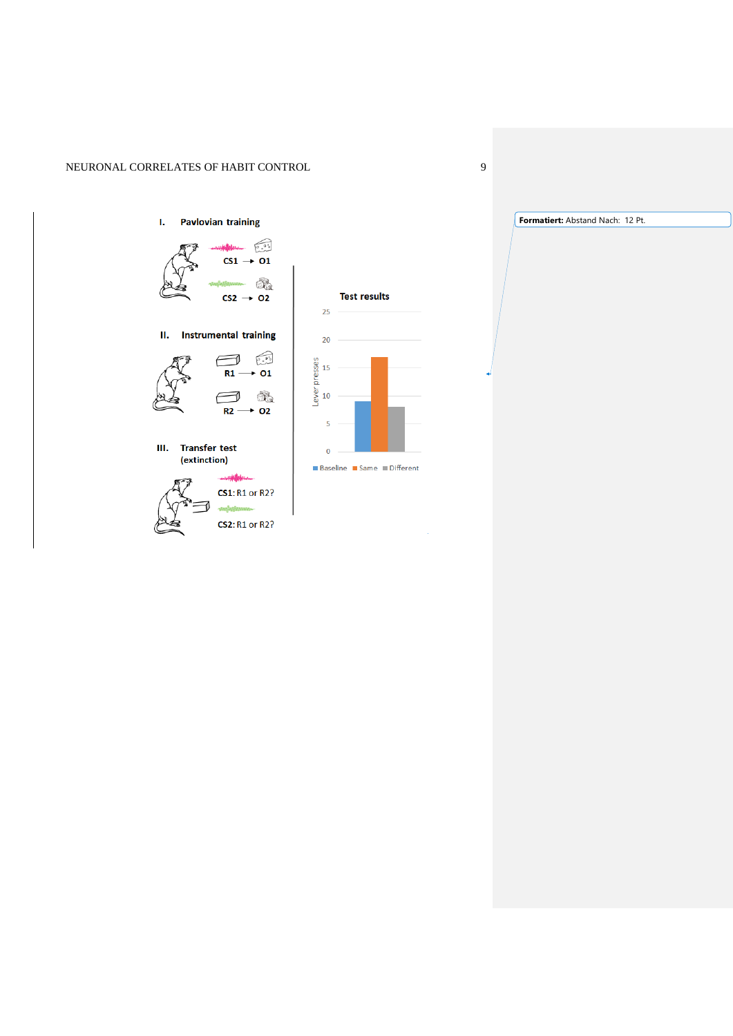**I. Pavlovian training**

CS1 → O1

CS2 → O2

**II. Instrumental training**

R1 → O1

R2 → O2

**III. Transfer test (extinction)**

CS1: R1 or R2?

CS2: R1 or R2?

**Test results**

Lever presses (0–25)

Baseline · Same · Different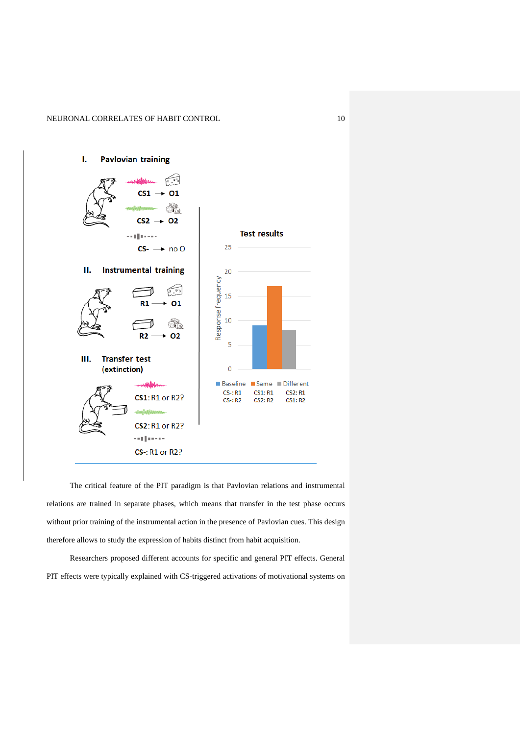I. Pavlovian training

CS1 → O1

CS2 → O2

CS- → no O

II. Instrumental training

R1 → O1

R2 → O2

III. Transfer test (extinction)

CS1: R1 or R2?

CS2: R1 or R2?

CS-: R1 or R2?

Test results

| | Baseline (CS-: R1, CS-: R2) | Same (CS1: R1, CS2: R2) | Different (CS2: R1, CS1: R2) |
|---|---|---|---|
| Response frequency | 9 | 17 | 8 |

The critical feature of the PIT paradigm is that Pavlovian relations and instrumental relations are trained in separate phases, which means that transfer in the test phase occurs without prior training of the instrumental action in the presence of Pavlovian cues. This design therefore allows to study the expression of habits distinct from habit acquisition.

Researchers proposed different accounts for specific and general PIT effects. General PIT effects were typically explained with CS-triggered activations of motivational systems on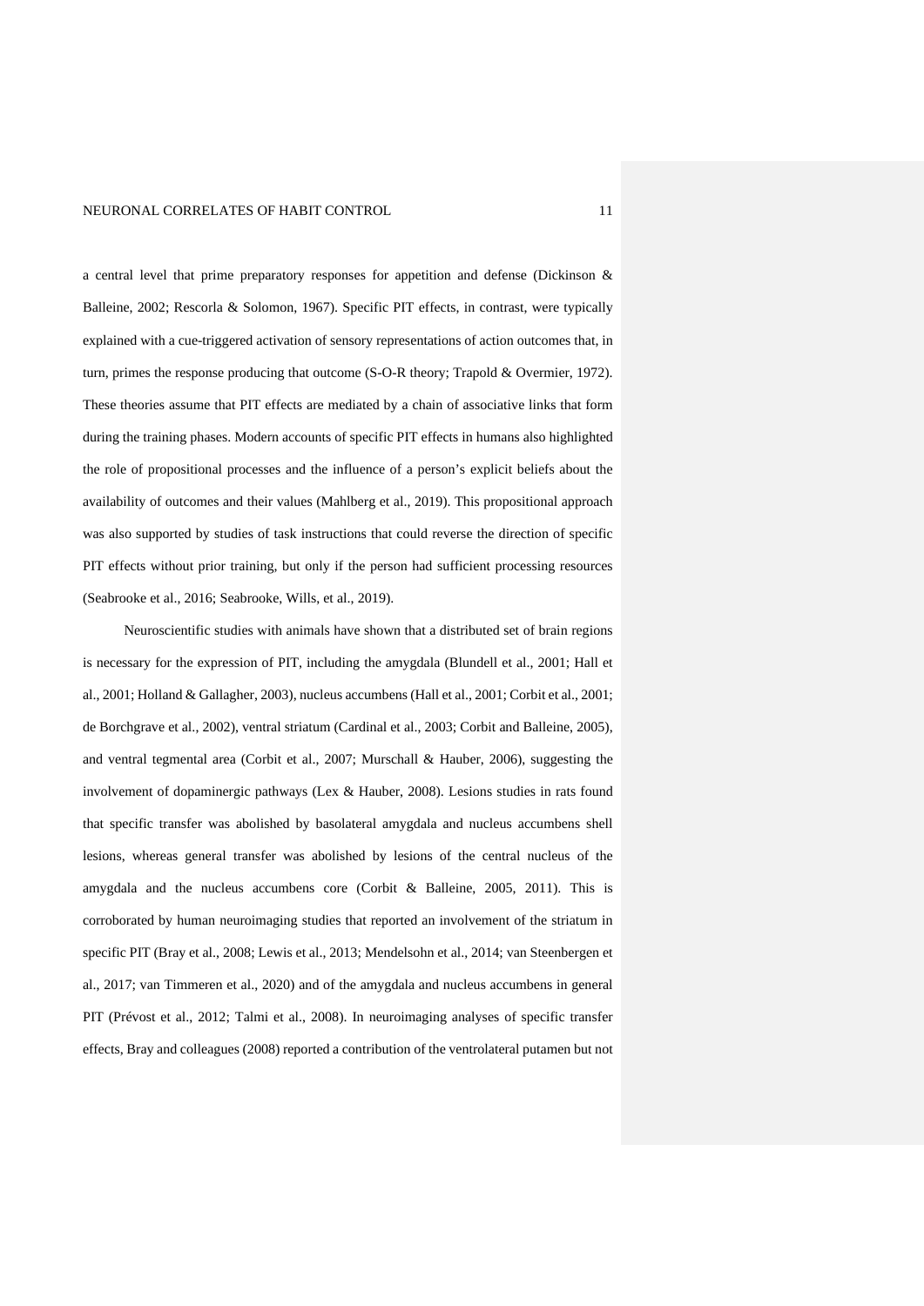a central level that prime preparatory responses for appetition and defense (Dickinson & Balleine, 2002; Rescorla & Solomon, 1967). Specific PIT effects, in contrast, were typically explained with a cue-triggered activation of sensory representations of action outcomes that, in turn, primes the response producing that outcome (S-O-R theory; Trapold & Overmier, 1972). These theories assume that PIT effects are mediated by a chain of associative links that form during the training phases. Modern accounts of specific PIT effects in humans also highlighted the role of propositional processes and the influence of a person's explicit beliefs about the availability of outcomes and their values (Mahlberg et al., 2019). This propositional approach was also supported by studies of task instructions that could reverse the direction of specific PIT effects without prior training, but only if the person had sufficient processing resources (Seabrooke et al., 2016; Seabrooke, Wills, et al., 2019).

Neuroscientific studies with animals have shown that a distributed set of brain regions is necessary for the expression of PIT, including the amygdala (Blundell et al., 2001; Hall et al., 2001; Holland & Gallagher, 2003), nucleus accumbens (Hall et al., 2001; Corbit et al., 2001; de Borchgrave et al., 2002), ventral striatum (Cardinal et al., 2003; Corbit and Balleine, 2005), and ventral tegmental area (Corbit et al., 2007; Murschall & Hauber, 2006), suggesting the involvement of dopaminergic pathways (Lex & Hauber, 2008). Lesions studies in rats found that specific transfer was abolished by basolateral amygdala and nucleus accumbens shell lesions, whereas general transfer was abolished by lesions of the central nucleus of the amygdala and the nucleus accumbens core (Corbit & Balleine, 2005, 2011). This is corroborated by human neuroimaging studies that reported an involvement of the striatum in specific PIT (Bray et al., 2008; Lewis et al., 2013; Mendelsohn et al., 2014; van Steenbergen et al., 2017; van Timmeren et al., 2020) and of the amygdala and nucleus accumbens in general PIT (Prévost et al., 2012; Talmi et al., 2008). In neuroimaging analyses of specific transfer effects, Bray and colleagues (2008) reported a contribution of the ventrolateral putamen but not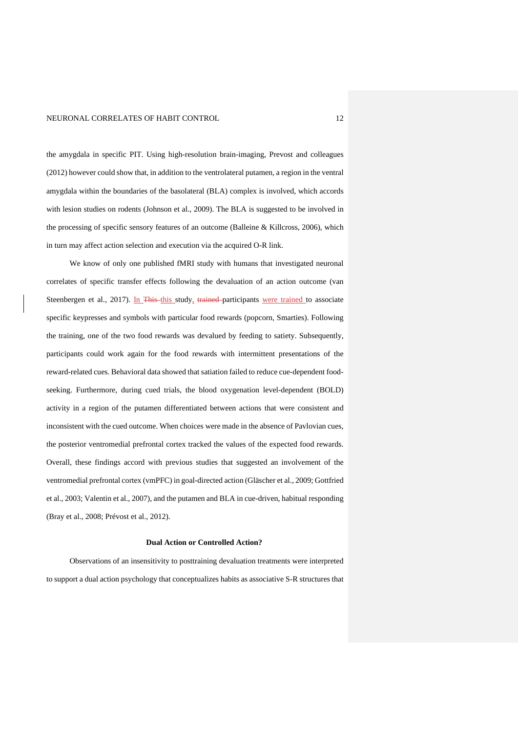the amygdala in specific PIT. Using high-resolution brain-imaging, Prevost and colleagues (2012) however could show that, in addition to the ventrolateral putamen, a region in the ventral amygdala within the boundaries of the basolateral (BLA) complex is involved, which accords with lesion studies on rodents (Johnson et al., 2009). The BLA is suggested to be involved in the processing of specific sensory features of an outcome (Balleine & Killcross, 2006), which in turn may affect action selection and execution via the acquired O-R link.

We know of only one published fMRI study with humans that investigated neuronal correlates of specific transfer effects following the devaluation of an action outcome (van Steenbergen et al., 2017). In this study, participants were trained to associate specific keypresses and symbols with particular food rewards (popcorn, Smarties). Following the training, one of the two food rewards was devalued by feeding to satiety. Subsequently, participants could work again for the food rewards with intermittent presentations of the reward-related cues. Behavioral data showed that satiation failed to reduce cue-dependent food-seeking. Furthermore, during cued trials, the blood oxygenation level-dependent (BOLD) activity in a region of the putamen differentiated between actions that were consistent and inconsistent with the cued outcome. When choices were made in the absence of Pavlovian cues, the posterior ventromedial prefrontal cortex tracked the values of the expected food rewards. Overall, these findings accord with previous studies that suggested an involvement of the ventromedial prefrontal cortex (vmPFC) in goal-directed action (Gläscher et al., 2009; Gottfried et al., 2003; Valentin et al., 2007), and the putamen and BLA in cue-driven, habitual responding (Bray et al., 2008; Prévost et al., 2012).

## Dual Action or Controlled Action?

Observations of an insensitivity to posttraining devaluation treatments were interpreted to support a dual action psychology that conceptualizes habits as associative S-R structures that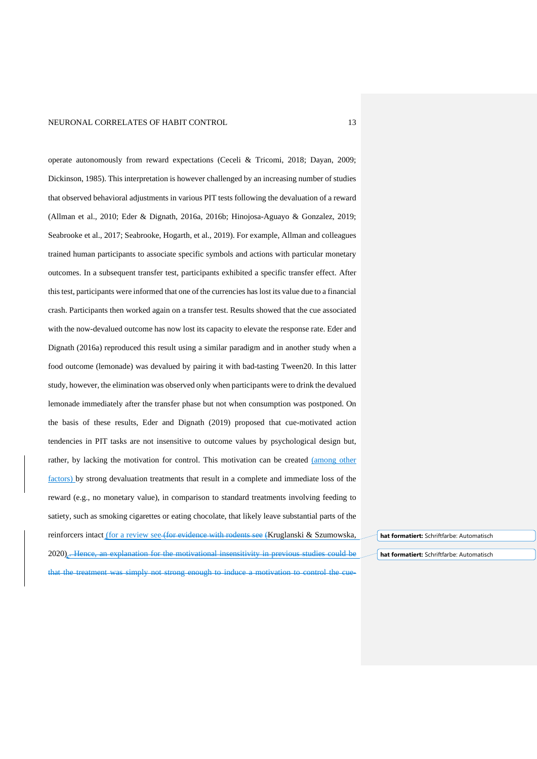operate autonomously from reward expectations (Ceceli & Tricomi, 2018; Dayan, 2009; Dickinson, 1985). This interpretation is however challenged by an increasing number of studies that observed behavioral adjustments in various PIT tests following the devaluation of a reward (Allman et al., 2010; Eder & Dignath, 2016a, 2016b; Hinojosa-Aguayo & Gonzalez, 2019; Seabrooke et al., 2017; Seabrooke, Hogarth, et al., 2019). For example, Allman and colleagues trained human participants to associate specific symbols and actions with particular monetary outcomes. In a subsequent transfer test, participants exhibited a specific transfer effect. After this test, participants were informed that one of the currencies has lost its value due to a financial crash. Participants then worked again on a transfer test. Results showed that the cue associated with the now-devalued outcome has now lost its capacity to elevate the response rate. Eder and Dignath (2016a) reproduced this result using a similar paradigm and in another study when a food outcome (lemonade) was devalued by pairing it with bad-tasting Tween20. In this latter study, however, the elimination was observed only when participants were to drink the devalued lemonade immediately after the transfer phase but not when consumption was postponed. On the basis of these results, Eder and Dignath (2019) proposed that cue-motivated action tendencies in PIT tasks are not insensitive to outcome values by psychological design but, rather, by lacking the motivation for control. This motivation can be created (among other factors) by strong devaluation treatments that result in a complete and immediate loss of the reward (e.g., no monetary value), in comparison to standard treatments involving feeding to satiety, such as smoking cigarettes or eating chocolate, that likely leave substantial parts of the reinforcers intact (for a review see ~~(for evidence with rodents see (~~Kruglanski & Szumowska, 2020)~~. Hence, an explanation for the motivational insensitivity in previous studies could be that the treatment was simply not strong enough to induce a motivation to control the cue-~~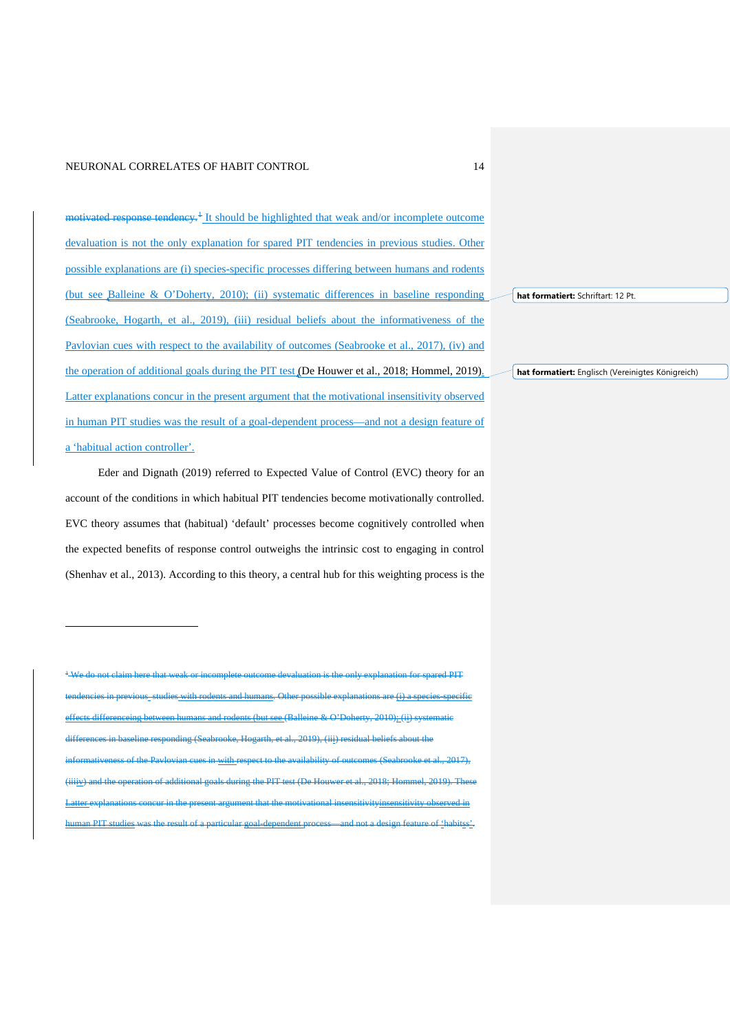motivated response tendency.[1] It should be highlighted that weak and/or incomplete outcome devaluation is not the only explanation for spared PIT tendencies in previous studies. Other possible explanations are (i) species-specific processes differing between humans and rodents (but see Balleine & O'Doherty, 2010); (ii) systematic differences in baseline responding (Seabrooke, Hogarth, et al., 2019), (iii) residual beliefs about the informativeness of the Pavlovian cues with respect to the availability of outcomes (Seabrooke et al., 2017), (iv) and the operation of additional goals during the PIT test (De Houwer et al., 2018; Hommel, 2019). Latter explanations concur in the present argument that the motivational insensitivity observed in human PIT studies was the result of a goal-dependent process—and not a design feature of a 'habitual action controller'.

Eder and Dignath (2019) referred to Expected Value of Control (EVC) theory for an account of the conditions in which habitual PIT tendencies become motivationally controlled. EVC theory assumes that (habitual) 'default' processes become cognitively controlled when the expected benefits of response control outweighs the intrinsic cost to engaging in control (Shenhav et al., 2013). According to this theory, a central hub for this weighting process is the

---

[1] We do not claim here that weak or incomplete outcome devaluation is the only explanation for spared PIT tendencies in previous studies with rodents and humans. Other possible explanations are (i) a species-specific effects differenceing between humans and rodents (but see (Balleine & O'Doherty, 2010); (ii) systematic differences in baseline responding (Seabrooke, Hogarth, et al., 2019), (iii) residual beliefs about the informativeness of the Pavlovian cues in with respect to the availability of outcomes (Seabrooke et al., 2017), (iiiiv) and the operation of additional goals during the PIT test (De Houwer et al., 2018; Hommel, 2019). These Latter explanations concur in the present argument that the motivational insensitivityinsensitivity observed in human PIT studies was the result of a particular goal-dependent process—and not a design feature of 'habitss'.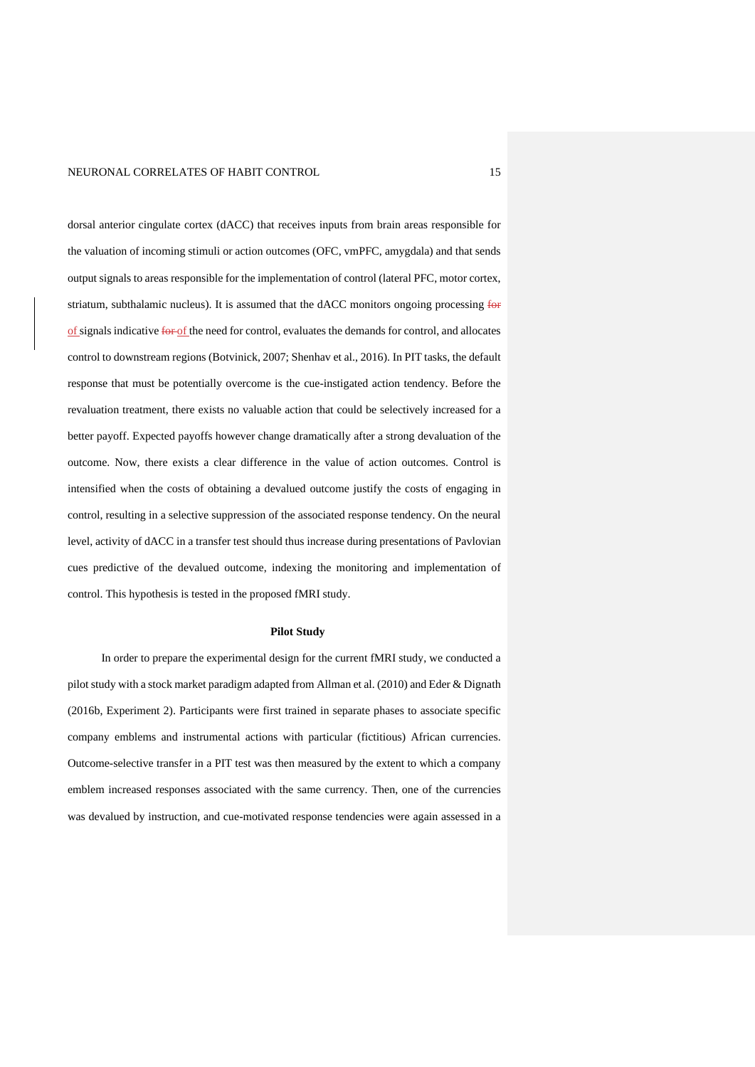dorsal anterior cingulate cortex (dACC) that receives inputs from brain areas responsible for the valuation of incoming stimuli or action outcomes (OFC, vmPFC, amygdala) and that sends output signals to areas responsible for the implementation of control (lateral PFC, motor cortex, striatum, subthalamic nucleus). It is assumed that the dACC monitors ongoing processing of signals indicative of the need for control, evaluates the demands for control, and allocates control to downstream regions (Botvinick, 2007; Shenhav et al., 2016). In PIT tasks, the default response that must be potentially overcome is the cue-instigated action tendency. Before the revaluation treatment, there exists no valuable action that could be selectively increased for a better payoff. Expected payoffs however change dramatically after a strong devaluation of the outcome. Now, there exists a clear difference in the value of action outcomes. Control is intensified when the costs of obtaining a devalued outcome justify the costs of engaging in control, resulting in a selective suppression of the associated response tendency. On the neural level, activity of dACC in a transfer test should thus increase during presentations of Pavlovian cues predictive of the devalued outcome, indexing the monitoring and implementation of control. This hypothesis is tested in the proposed fMRI study.

## Pilot Study

In order to prepare the experimental design for the current fMRI study, we conducted a pilot study with a stock market paradigm adapted from Allman et al. (2010) and Eder & Dignath (2016b, Experiment 2). Participants were first trained in separate phases to associate specific company emblems and instrumental actions with particular (fictitious) African currencies. Outcome-selective transfer in a PIT test was then measured by the extent to which a company emblem increased responses associated with the same currency. Then, one of the currencies was devalued by instruction, and cue-motivated response tendencies were again assessed in a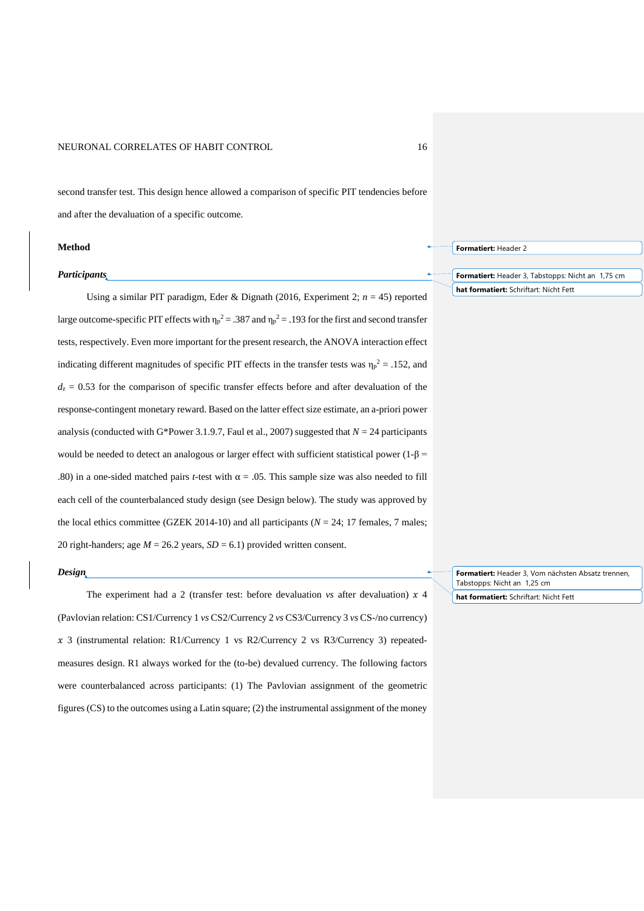second transfer test. This design hence allowed a comparison of specific PIT tendencies before and after the devaluation of a specific outcome.

## Method

### *Participants*

Using a similar PIT paradigm, Eder & Dignath (2016, Experiment 2; $n = 45$) reported large outcome-specific PIT effects with $\eta_p^2 = .387$ and $\eta_p^2 = .193$ for the first and second transfer tests, respectively. Even more important for the present research, the ANOVA interaction effect indicating different magnitudes of specific PIT effects in the transfer tests was $\eta_p^2 = .152$, and $d_z = 0.53$ for the comparison of specific transfer effects before and after devaluation of the response-contingent monetary reward. Based on the latter effect size estimate, an a-priori power analysis (conducted with G*Power 3.1.9.7, Faul et al., 2007) suggested that $N = 24$ participants would be needed to detect an analogous or larger effect with sufficient statistical power ($1\text{-}\beta = .80$) in a one-sided matched pairs *t*-test with $\alpha = .05$. This sample size was also needed to fill each cell of the counterbalanced study design (see Design below). The study was approved by the local ethics committee (GZEK 2014-10) and all participants ($N = 24$; 17 females, 7 males; 20 right-handers; age $M = 26.2$ years, $SD = 6.1$) provided written consent.

### *Design*

The experiment had a 2 (transfer test: before devaluation *vs* after devaluation) *x* 4 (Pavlovian relation: CS1/Currency 1 *vs* CS2/Currency 2 *vs* CS3/Currency 3 *vs* CS-/no currency) *x* 3 (instrumental relation: R1/Currency 1 vs R2/Currency 2 vs R3/Currency 3) repeated-measures design. R1 always worked for the (to-be) devalued currency. The following factors were counterbalanced across participants: (1) The Pavlovian assignment of the geometric figures (CS) to the outcomes using a Latin square; (2) the instrumental assignment of the money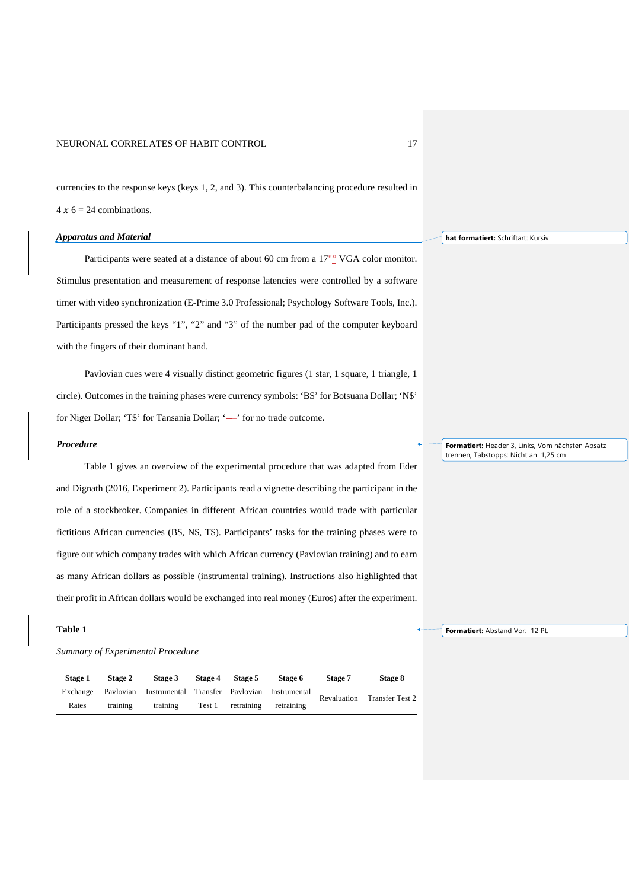currencies to the response keys (keys 1, 2, and 3). This counterbalancing procedure resulted in 4 *x* 6 = 24 combinations.

### *Apparatus and Material*

Participants were seated at a distance of about 60 cm from a 17" VGA color monitor. Stimulus presentation and measurement of response latencies were controlled by a software timer with video synchronization (E-Prime 3.0 Professional; Psychology Software Tools, Inc.). Participants pressed the keys "1", "2" and "3" of the number pad of the computer keyboard with the fingers of their dominant hand.

Pavlovian cues were 4 visually distinct geometric figures (1 star, 1 square, 1 triangle, 1 circle). Outcomes in the training phases were currency symbols: 'B$' for Botsuana Dollar; 'N$' for Niger Dollar; 'T$' for Tansania Dollar; '–' for no trade outcome.

### *Procedure*

Table 1 gives an overview of the experimental procedure that was adapted from Eder and Dignath (2016, Experiment 2). Participants read a vignette describing the participant in the role of a stockbroker. Companies in different African countries would trade with particular fictitious African currencies (B$, N$, T$). Participants' tasks for the training phases were to figure out which company trades with which African currency (Pavlovian training) and to earn as many African dollars as possible (instrumental training). Instructions also highlighted that their profit in African dollars would be exchanged into real money (Euros) after the experiment.

**Table 1**

*Summary of Experimental Procedure*

| Stage 1 | Stage 2 | Stage 3 | Stage 4 | Stage 5 | Stage 6 | Stage 7 | Stage 8 |
|---|---|---|---|---|---|---|---|
| Exchange Rates | Pavlovian training | Instrumental training | Transfer Test 1 | Pavlovian retraining | Instrumental retraining | Revaluation | Transfer Test 2 |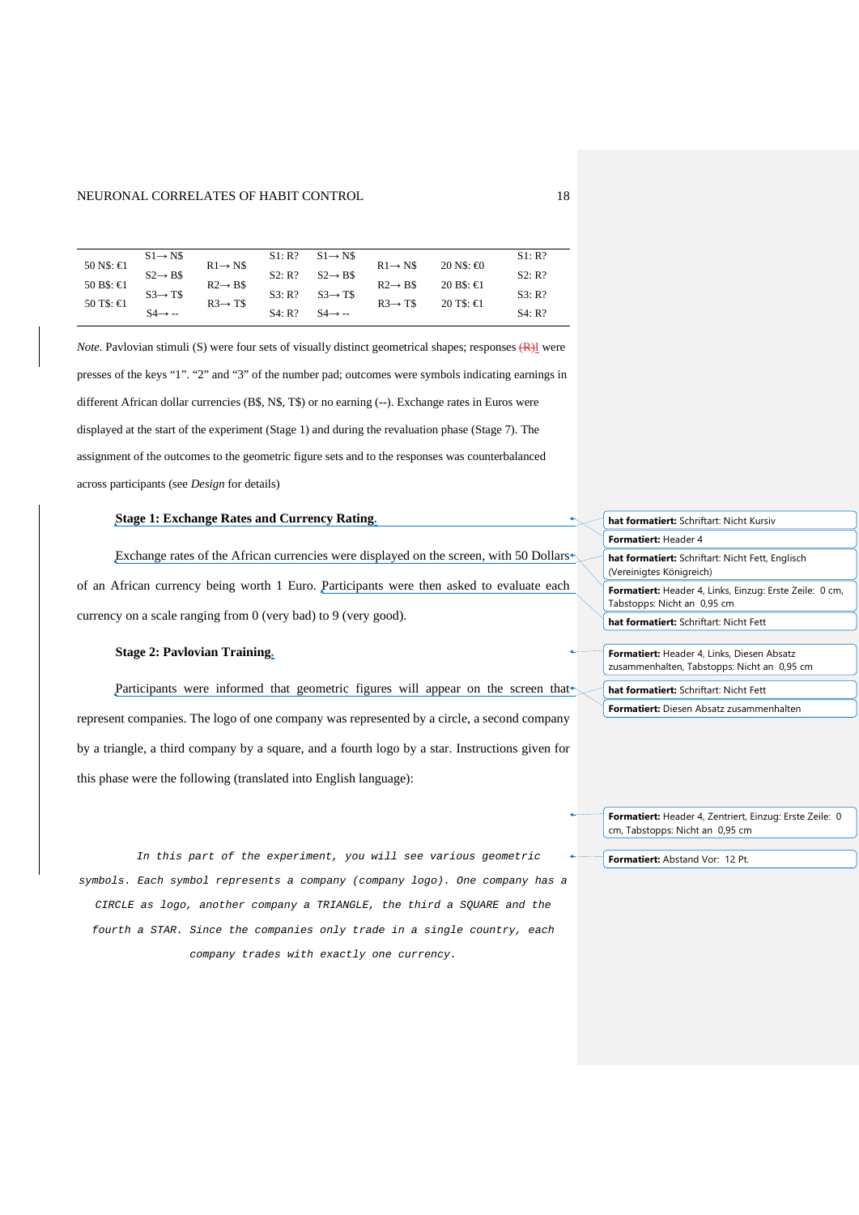| | | | | | | | | |
|---|---|---|---|---|---|---|---|---|
| 50 N$: €1<br>50 B$: €1<br>50 T$: €1 | S1→ N$<br>S2→ B$<br>S3→ T$<br>S4→ -- | R1→ N$<br>R2→ B$<br>R3→ T$ | S1: R?<br>S2: R?<br>S3: R?<br>S4: R? | S1→ N$<br>S2→ B$<br>S3→ T$<br>S4→ -- | R1→ N$<br>R2→ B$<br>R3→ T$ | 20 N$: €0<br>20 B$: €1<br>20 T$: €1 | S1: R?<br>S2: R?<br>S3: R?<br>S4: R? |

*Note.* Pavlovian stimuli (S) were four sets of visually distinct geometrical shapes; responses (R)I were presses of the keys "1". "2" and "3" of the number pad; outcomes were symbols indicating earnings in different African dollar currencies (B$, N$, T$) or no earning (--). Exchange rates in Euros were displayed at the start of the experiment (Stage 1) and during the revaluation phase (Stage 7). The assignment of the outcomes to the geometric figure sets and to the responses was counterbalanced across participants (see *Design* for details)

#### Stage 1: Exchange Rates and Currency Rating.

Exchange rates of the African currencies were displayed on the screen, with 50 Dollars of an African currency being worth 1 Euro. Participants were then asked to evaluate each currency on a scale ranging from 0 (very bad) to 9 (very good).

#### Stage 2: Pavlovian Training.

Participants were informed that geometric figures will appear on the screen that represent companies. The logo of one company was represented by a circle, a second company by a triangle, a third company by a square, and a fourth logo by a star. Instructions given for this phase were the following (translated into English language):

*In this part of the experiment, you will see various geometric symbols. Each symbol represents a company (company logo). One company has a CIRCLE as logo, another company a TRIANGLE, the third a SQUARE and the fourth a STAR. Since the companies only trade in a single country, each company trades with exactly one currency.*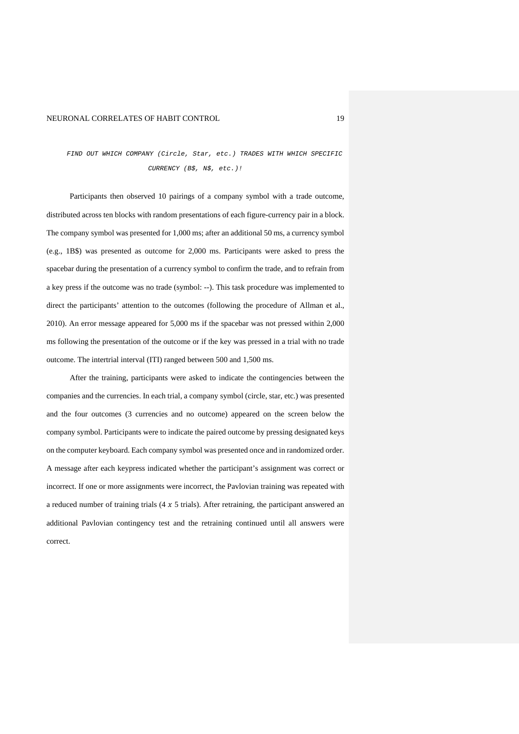*FIND OUT WHICH COMPANY (Circle, Star, etc.) TRADES WITH WHICH SPECIFIC CURRENCY (B$, N$, etc.)!*

Participants then observed 10 pairings of a company symbol with a trade outcome, distributed across ten blocks with random presentations of each figure-currency pair in a block. The company symbol was presented for 1,000 ms; after an additional 50 ms, a currency symbol (e.g., 1B$) was presented as outcome for 2,000 ms. Participants were asked to press the spacebar during the presentation of a currency symbol to confirm the trade, and to refrain from a key press if the outcome was no trade (symbol: --). This task procedure was implemented to direct the participants' attention to the outcomes (following the procedure of Allman et al., 2010). An error message appeared for 5,000 ms if the spacebar was not pressed within 2,000 ms following the presentation of the outcome or if the key was pressed in a trial with no trade outcome. The intertrial interval (ITI) ranged between 500 and 1,500 ms.

After the training, participants were asked to indicate the contingencies between the companies and the currencies. In each trial, a company symbol (circle, star, etc.) was presented and the four outcomes (3 currencies and no outcome) appeared on the screen below the company symbol. Participants were to indicate the paired outcome by pressing designated keys on the computer keyboard. Each company symbol was presented once and in randomized order. A message after each keypress indicated whether the participant's assignment was correct or incorrect. If one or more assignments were incorrect, the Pavlovian training was repeated with a reduced number of training trials ($4 \times 5$ trials). After retraining, the participant answered an additional Pavlovian contingency test and the retraining continued until all answers were correct.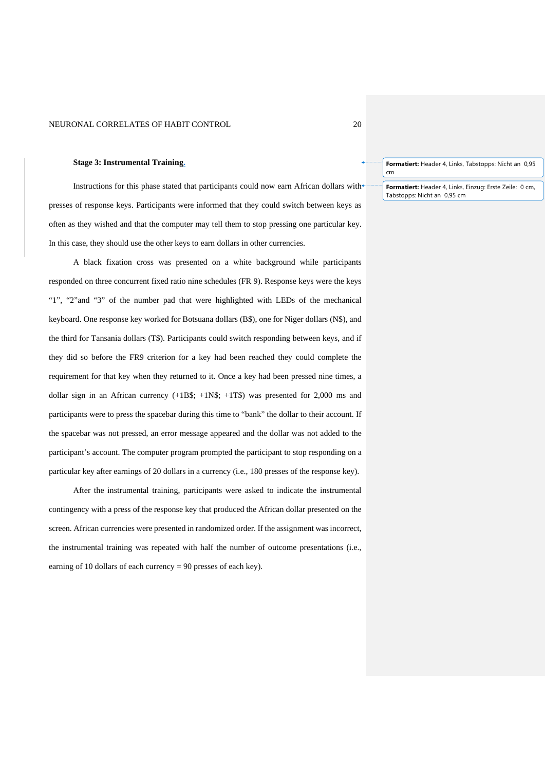### Stage 3: Instrumental Training.

Instructions for this phase stated that participants could now earn African dollars with presses of response keys. Participants were informed that they could switch between keys as often as they wished and that the computer may tell them to stop pressing one particular key. In this case, they should use the other keys to earn dollars in other currencies.

A black fixation cross was presented on a white background while participants responded on three concurrent fixed ratio nine schedules (FR 9). Response keys were the keys "1", "2"and "3" of the number pad that were highlighted with LEDs of the mechanical keyboard. One response key worked for Botsuana dollars (B$), one for Niger dollars (N$), and the third for Tansania dollars (T$). Participants could switch responding between keys, and if they did so before the FR9 criterion for a key had been reached they could complete the requirement for that key when they returned to it. Once a key had been pressed nine times, a dollar sign in an African currency (+1B$; +1N$; +1T$) was presented for 2,000 ms and participants were to press the spacebar during this time to "bank" the dollar to their account. If the spacebar was not pressed, an error message appeared and the dollar was not added to the participant's account. The computer program prompted the participant to stop responding on a particular key after earnings of 20 dollars in a currency (i.e., 180 presses of the response key).

After the instrumental training, participants were asked to indicate the instrumental contingency with a press of the response key that produced the African dollar presented on the screen. African currencies were presented in randomized order. If the assignment was incorrect, the instrumental training was repeated with half the number of outcome presentations (i.e., earning of 10 dollars of each currency = 90 presses of each key).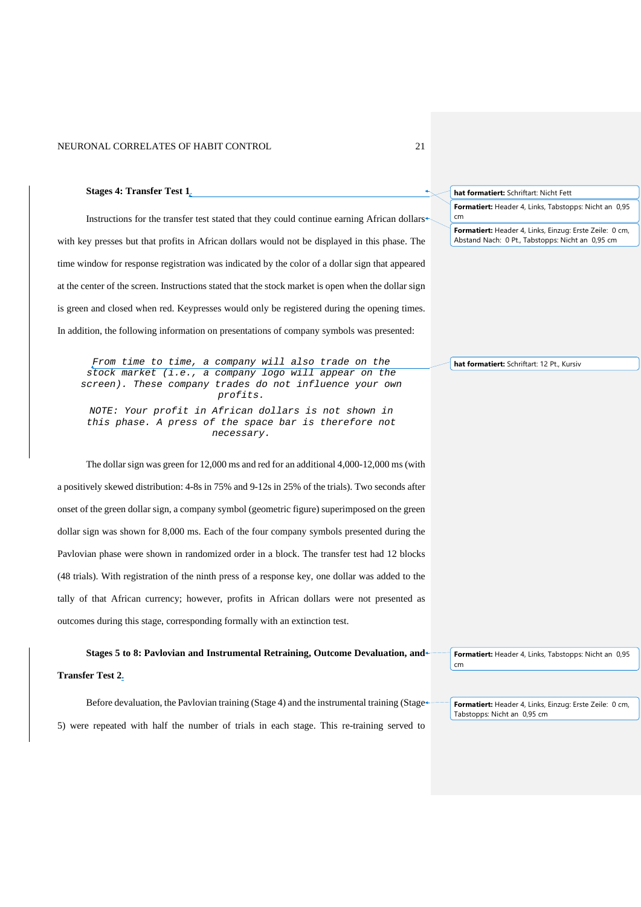#### Stages 4: Transfer Test 1

Instructions for the transfer test stated that they could continue earning African dollars with key presses but that profits in African dollars would not be displayed in this phase. The time window for response registration was indicated by the color of a dollar sign that appeared at the center of the screen. Instructions stated that the stock market is open when the dollar sign is green and closed when red. Keypresses would only be registered during the opening times. In addition, the following information on presentations of company symbols was presented:

> *From time to time, a company will also trade on the stock market (i.e., a company logo will appear on the screen). These company trades do not influence your own profits.*
>
> *NOTE: Your profit in African dollars is not shown in this phase. A press of the space bar is therefore not necessary.*

The dollar sign was green for 12,000 ms and red for an additional 4,000-12,000 ms (with a positively skewed distribution: 4-8s in 75% and 9-12s in 25% of the trials). Two seconds after onset of the green dollar sign, a company symbol (geometric figure) superimposed on the green dollar sign was shown for 8,000 ms. Each of the four company symbols presented during the Pavlovian phase were shown in randomized order in a block. The transfer test had 12 blocks (48 trials). With registration of the ninth press of a response key, one dollar was added to the tally of that African currency; however, profits in African dollars were not presented as outcomes during this stage, corresponding formally with an extinction test.

#### Stages 5 to 8: Pavlovian and Instrumental Retraining, Outcome Devaluation, and Transfer Test 2.

Before devaluation, the Pavlovian training (Stage 4) and the instrumental training (Stage 5) were repeated with half the number of trials in each stage. This re-training served to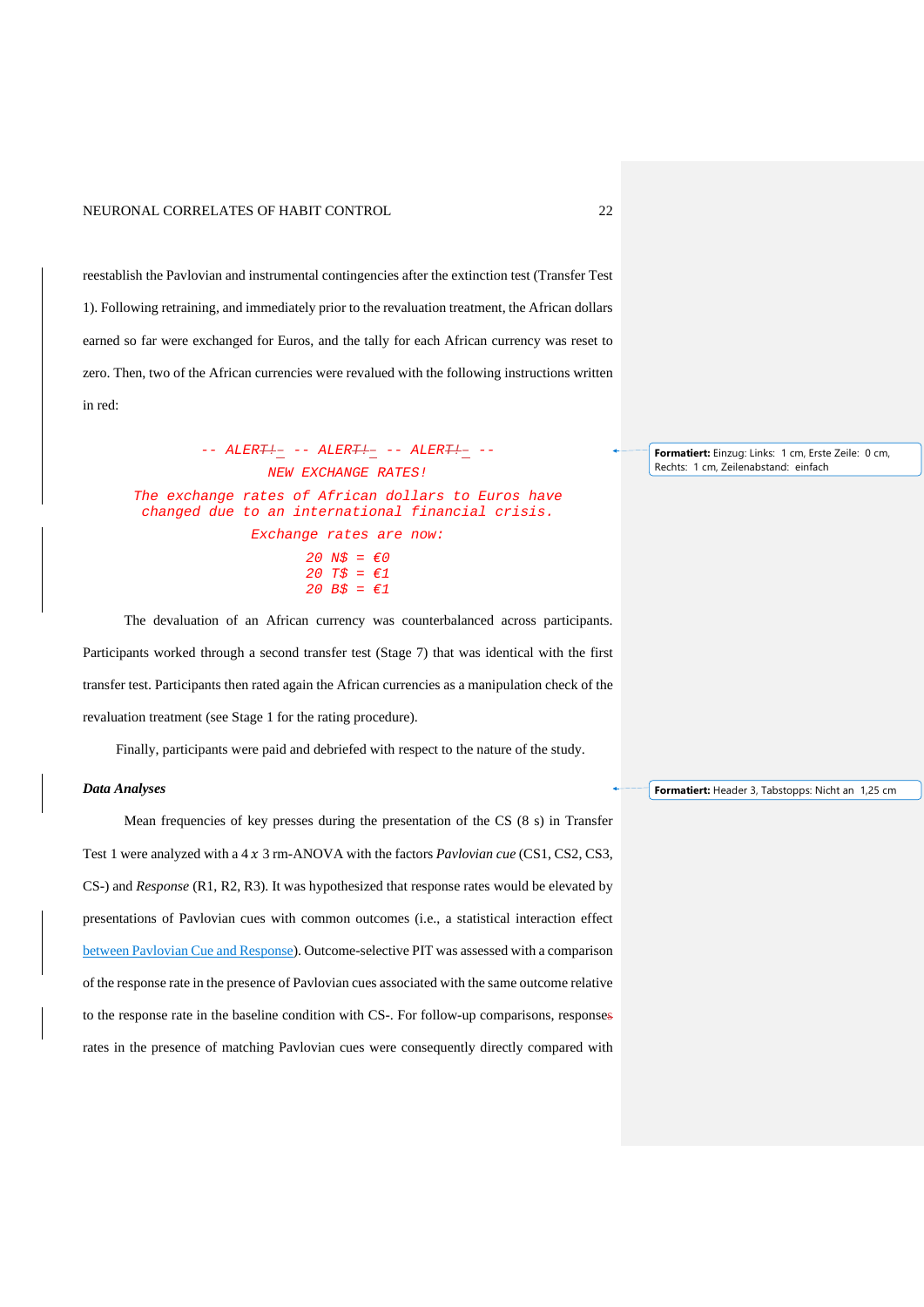reestablish the Pavlovian and instrumental contingencies after the extinction test (Transfer Test 1). Following retraining, and immediately prior to the revaluation treatment, the African dollars earned so far were exchanged for Euros, and the tally for each African currency was reset to zero. Then, two of the African currencies were revalued with the following instructions written in red:

```
-- ALERT -- ALERT -- ALERT --
NEW EXCHANGE RATES!
The exchange rates of African dollars to Euros have
changed due to an international financial crisis.
Exchange rates are now:
20 N$ = €0
20 T$ = €1
20 B$ = €1
```

The devaluation of an African currency was counterbalanced across participants. Participants worked through a second transfer test (Stage 7) that was identical with the first transfer test. Participants then rated again the African currencies as a manipulation check of the revaluation treatment (see Stage 1 for the rating procedure).

Finally, participants were paid and debriefed with respect to the nature of the study.

### *Data Analyses*

Mean frequencies of key presses during the presentation of the CS (8 s) in Transfer Test 1 were analyzed with a 4 *x* 3 rm-ANOVA with the factors *Pavlovian cue* (CS1, CS2, CS3, CS-) and *Response* (R1, R2, R3). It was hypothesized that response rates would be elevated by presentations of Pavlovian cues with common outcomes (i.e., a statistical interaction effect between Pavlovian Cue and Response). Outcome-selective PIT was assessed with a comparison of the response rate in the presence of Pavlovian cues associated with the same outcome relative to the response rate in the baseline condition with CS-. For follow-up comparisons, response rates in the presence of matching Pavlovian cues were consequently directly compared with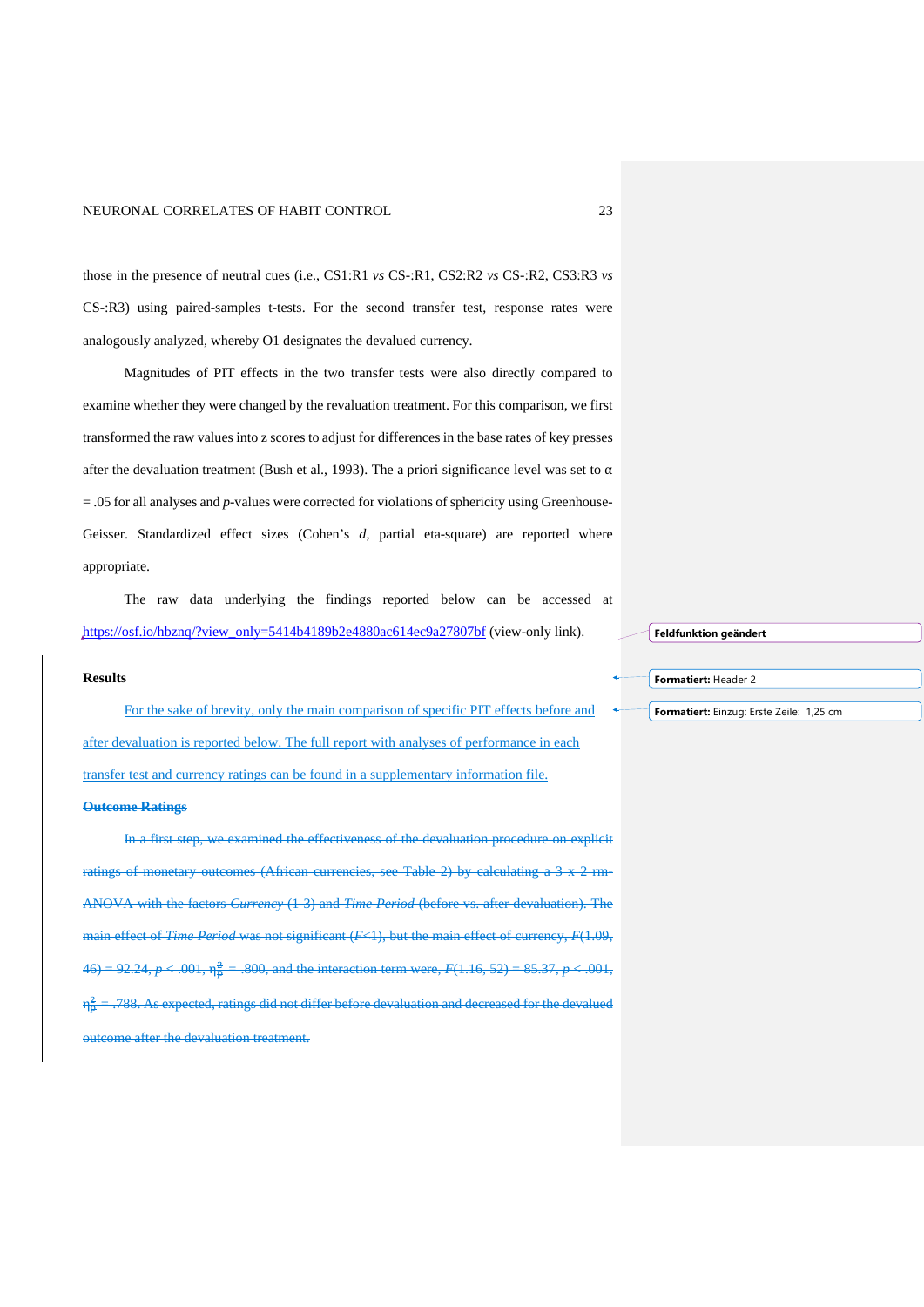those in the presence of neutral cues (i.e., CS1:R1 *vs* CS-:R1, CS2:R2 *vs* CS-:R2, CS3:R3 *vs* CS-:R3) using paired-samples t-tests. For the second transfer test, response rates were analogously analyzed, whereby O1 designates the devalued currency.

Magnitudes of PIT effects in the two transfer tests were also directly compared to examine whether they were changed by the revaluation treatment. For this comparison, we first transformed the raw values into z scores to adjust for differences in the base rates of key presses after the devaluation treatment (Bush et al., 1993). The a priori significance level was set to $\alpha = .05$ for all analyses and *p*-values were corrected for violations of sphericity using Greenhouse-Geisser. Standardized effect sizes (Cohen's *d*, partial eta-square) are reported where appropriate.

The raw data underlying the findings reported below can be accessed at https://osf.io/hbznq/?view_only=5414b4189b2e4880ac614ec9a27807bf (view-only link).

## Results

For the sake of brevity, only the main comparison of specific PIT effects before and after devaluation is reported below. The full report with analyses of performance in each transfer test and currency ratings can be found in a supplementary information file.

~~**Outcome Ratings**~~

~~In a first step, we examined the effectiveness of the devaluation procedure on explicit ratings of monetary outcomes (African currencies, see Table 2) by calculating a 3 x 2 rm-ANOVA with the factors *Currency* (1-3) and *Time Period* (before vs. after devaluation). The main effect of *Time Period* was not significant (*F*<1), but the main effect of currency, *F*(1.09, 46) = 92.24, *p* < .001, $\eta_p^2$ = .800, and the interaction term were, *F*(1.16, 52) = 85.37, *p* < .001, $\eta_p^2$ = .788. As expected, ratings did not differ before devaluation and decreased for the devalued outcome after the devaluation treatment.~~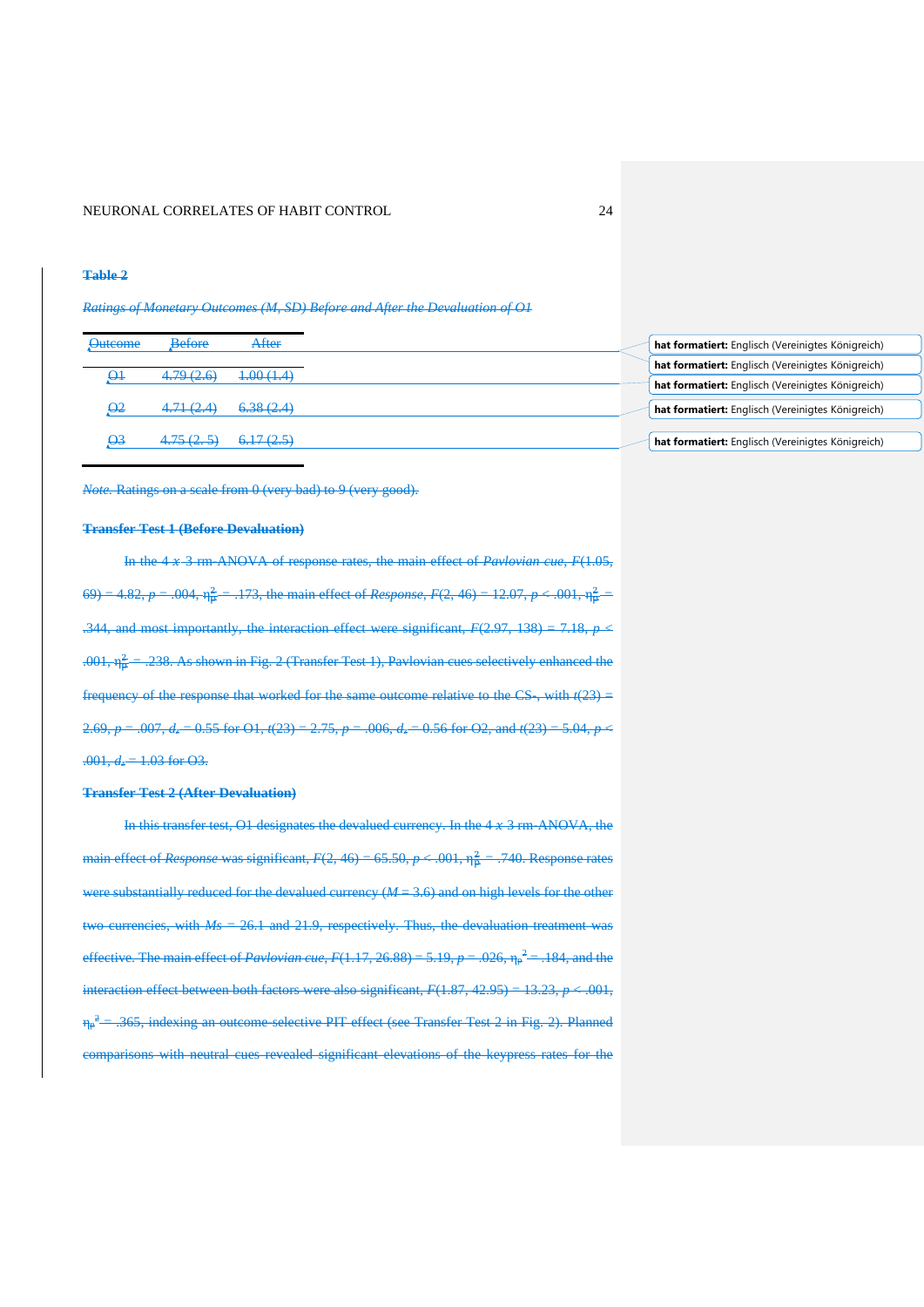**Table 2**

*Ratings of Monetary Outcomes (M, SD) Before and After the Devaluation of O1*

| Outcome | Before | After |
|---|---|---|
| O1 | 4.79 (2.6) | 1.00 (1.4) |
| O2 | 4.71 (2.4) | 6.38 (2.4) |
| O3 | 4.75 (2. 5) | 6.17 (2.5) |

*Note.* Ratings on a scale from 0 (very bad) to 9 (very good).

**Transfer Test 1 (Before Devaluation)**

In the 4 *x* 3 rm-ANOVA of response rates, the main effect of *Pavlovian cue*, $F(1.05, 69) = 4.82$, $p = .004$, $\eta_p^2 = .173$, the main effect of *Response*, $F(2, 46) = 12.07$, $p < .001$, $\eta_p^2 = .344$, and most importantly, the interaction effect were significant, $F(2.97, 138) = 7.18$, $p < .001$, $\eta_p^2 = .238$. As shown in Fig. 2 (Transfer Test 1), Pavlovian cues selectively enhanced the frequency of the response that worked for the same outcome relative to the CS-, with $t(23) = 2.69$, $p = .007$, $d_z = 0.55$ for O1, $t(23) = 2.75$, $p = .006$, $d_z = 0.56$ for O2, and $t(23) = 5.04$, $p < .001$, $d_z = 1.03$ for O3.

**Transfer Test 2 (After Devaluation)**

In this transfer test, O1 designates the devalued currency. In the 4 *x* 3 rm-ANOVA, the main effect of *Response* was significant, $F(2, 46) = 65.50$, $p < .001$, $\eta_p^2 = .740$. Response rates were substantially reduced for the devalued currency ($M = 3.6$) and on high levels for the other two currencies, with $Ms = 26.1$ and 21.9, respectively. Thus, the devaluation treatment was effective. The main effect of *Pavlovian cue*, $F(1.17, 26.88) = 5.19$, $p = .026$, $\eta_p^2 = .184$, and the interaction effect between both factors were also significant, $F(1.87, 42.95) = 13.23$, $p < .001$, $\eta_p^2 = .365$, indexing an outcome-selective PIT effect (see Transfer Test 2 in Fig. 2). Planned comparisons with neutral cues revealed significant elevations of the keypress rates for the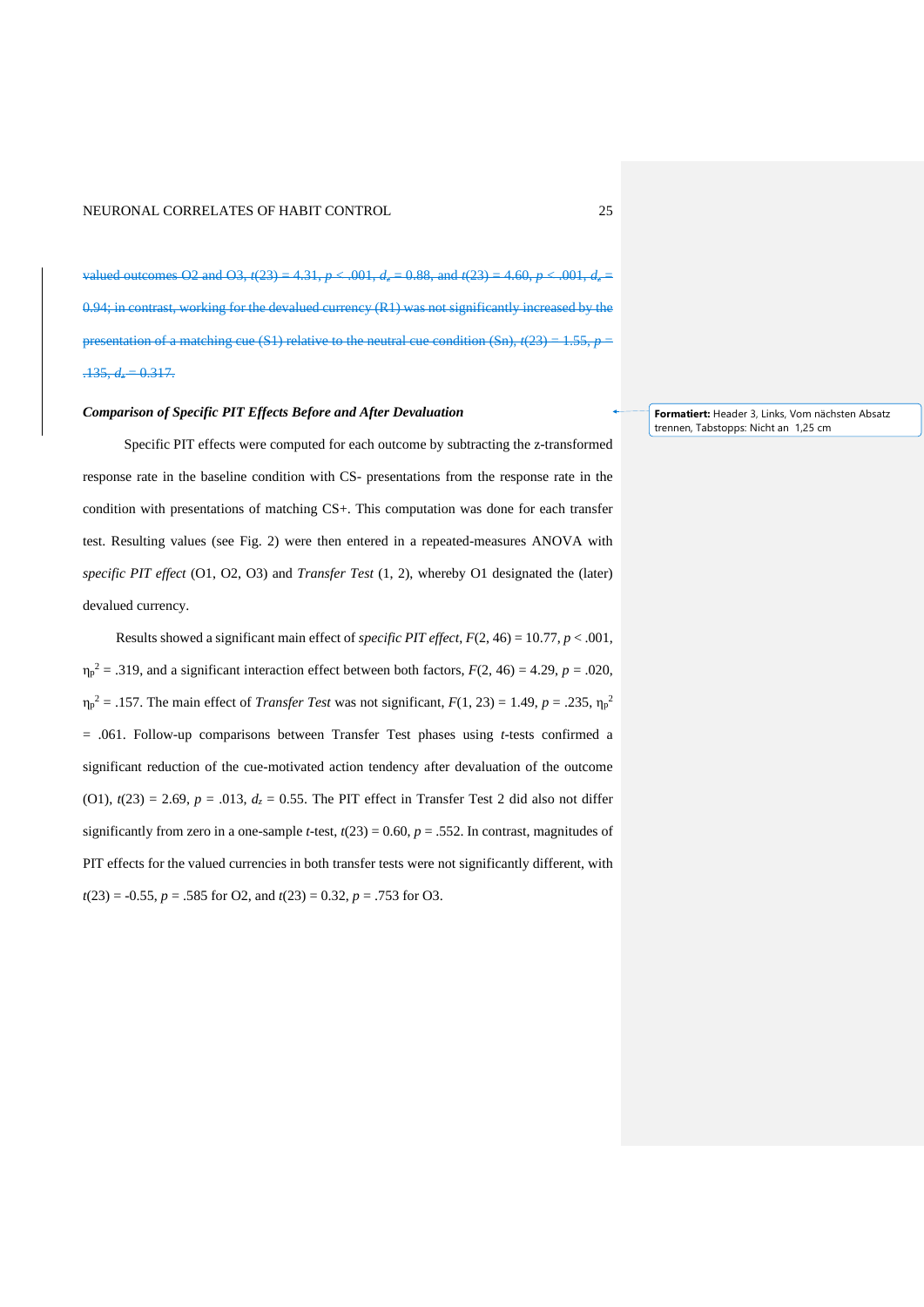valued outcomes O2 and O3, $t(23) = 4.31$, $p < .001$, $d_z = 0.88$, and $t(23) = 4.60$, $p < .001$, $d_z = 0.94$; in contrast, working for the devalued currency (R1) was not significantly increased by the presentation of a matching cue (S1) relative to the neutral cue condition (Sn), $t(23) = 1.55$, $p = .135$, $d_z = 0.317$.

### *Comparison of Specific PIT Effects Before and After Devaluation*

Specific PIT effects were computed for each outcome by subtracting the z-transformed response rate in the baseline condition with CS- presentations from the response rate in the condition with presentations of matching CS+. This computation was done for each transfer test. Resulting values (see Fig. 2) were then entered in a repeated-measures ANOVA with *specific PIT effect* (O1, O2, O3) and *Transfer Test* (1, 2), whereby O1 designated the (later) devalued currency.

Results showed a significant main effect of *specific PIT effect*, $F(2, 46) = 10.77$, $p < .001$, $\eta_p^2 = .319$, and a significant interaction effect between both factors, $F(2, 46) = 4.29$, $p = .020$, $\eta_p^2 = .157$. The main effect of *Transfer Test* was not significant, $F(1, 23) = 1.49$, $p = .235$, $\eta_p^2 = .061$. Follow-up comparisons between Transfer Test phases using *t*-tests confirmed a significant reduction of the cue-motivated action tendency after devaluation of the outcome (O1), $t(23) = 2.69$, $p = .013$, $d_z = 0.55$. The PIT effect in Transfer Test 2 did also not differ significantly from zero in a one-sample *t*-test, $t(23) = 0.60$, $p = .552$. In contrast, magnitudes of PIT effects for the valued currencies in both transfer tests were not significantly different, with $t(23) = -0.55$, $p = .585$ for O2, and $t(23) = 0.32$, $p = .753$ for O3.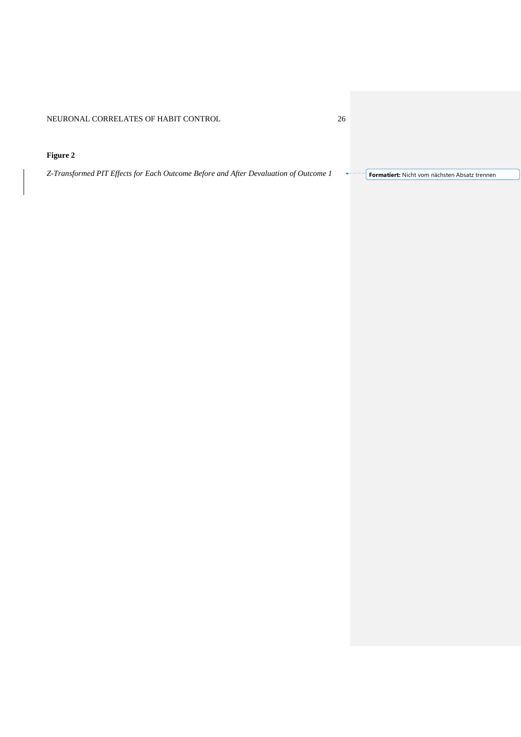**Figure 2**

*Z-Transformed PIT Effects for Each Outcome Before and After Devaluation of Outcome 1*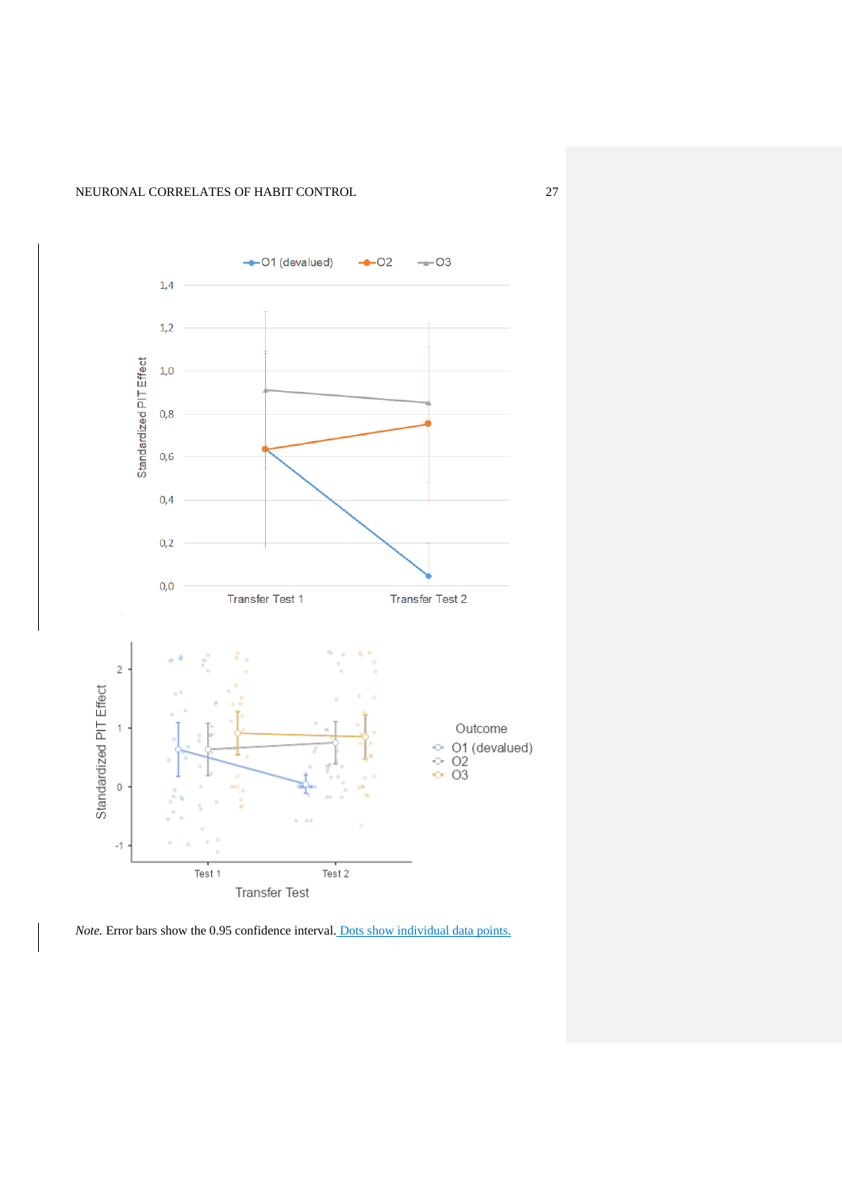*Note.* Error bars show the 0.95 confidence interval. Dots show individual data points.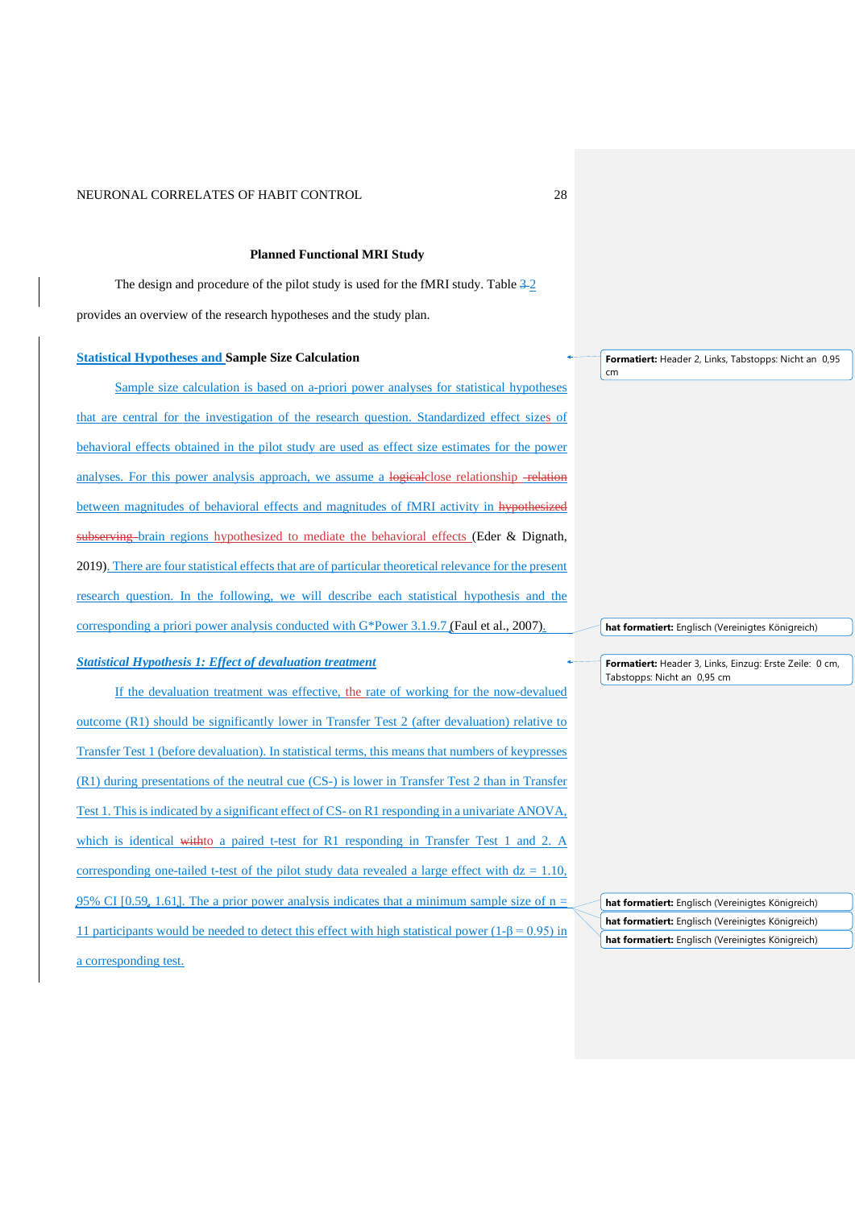## Planned Functional MRI Study

The design and procedure of the pilot study is used for the fMRI study. Table 2 provides an overview of the research hypotheses and the study plan.

### Statistical Hypotheses and Sample Size Calculation

Sample size calculation is based on a-priori power analyses for statistical hypotheses that are central for the investigation of the research question. Standardized effect sizes of behavioral effects obtained in the pilot study are used as effect size estimates for the power analyses. For this power analysis approach, we assume a close relationship between magnitudes of behavioral effects and magnitudes of fMRI activity in brain regions hypothesized to mediate the behavioral effects (Eder & Dignath, 2019). There are four statistical effects that are of particular theoretical relevance for the present research question. In the following, we will describe each statistical hypothesis and the corresponding a priori power analysis conducted with G*Power 3.1.9.7 (Faul et al., 2007).

#### *Statistical Hypothesis 1: Effect of devaluation treatment*

If the devaluation treatment was effective, the rate of working for the now-devalued outcome (R1) should be significantly lower in Transfer Test 2 (after devaluation) relative to Transfer Test 1 (before devaluation). In statistical terms, this means that numbers of keypresses (R1) during presentations of the neutral cue (CS-) is lower in Transfer Test 2 than in Transfer Test 1. This is indicated by a significant effect of CS- on R1 responding in a univariate ANOVA, which is identical to a paired t-test for R1 responding in Transfer Test 1 and 2. A corresponding one-tailed t-test of the pilot study data revealed a large effect with $d_z = 1.10$, 95% CI [0.59, 1.61]. The a prior power analysis indicates that a minimum sample size of $n = 11$ participants would be needed to detect this effect with high statistical power ($1-\beta = 0.95$) in a corresponding test.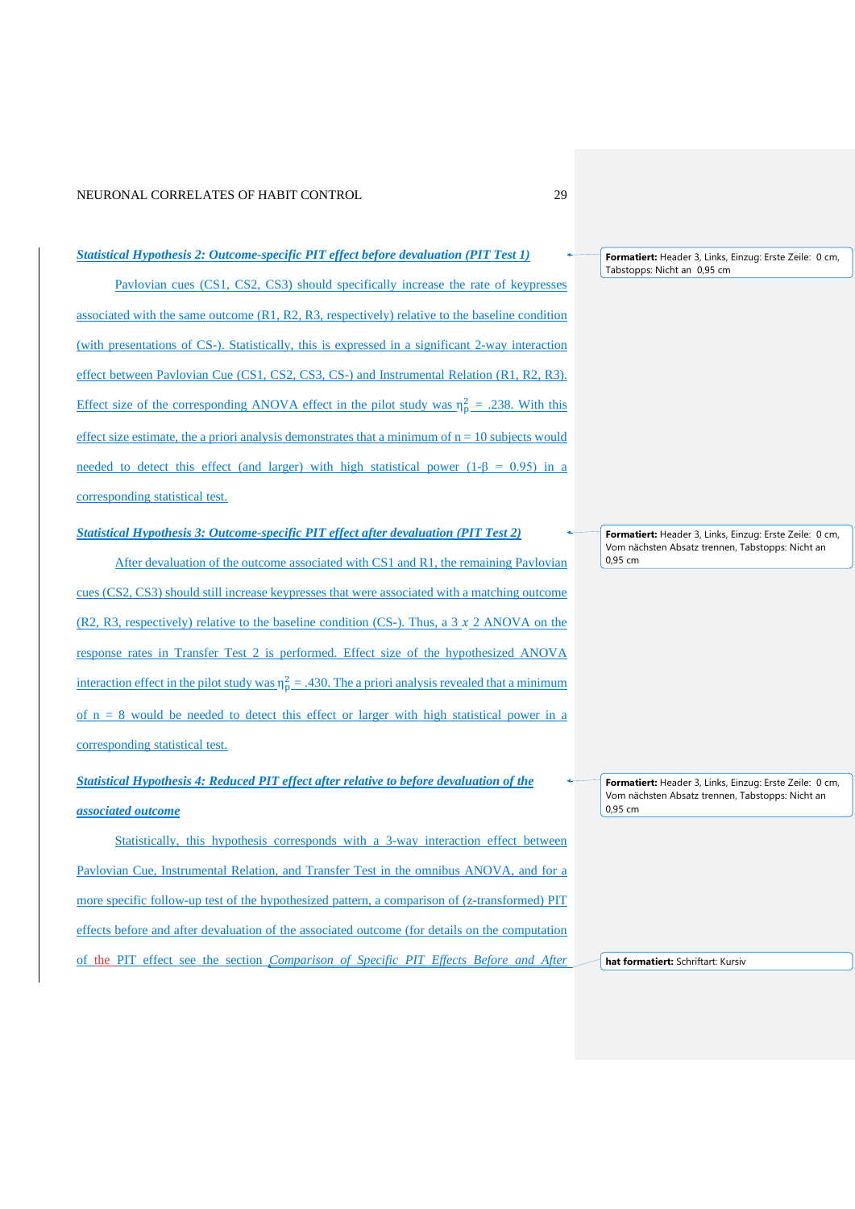### *Statistical Hypothesis 2: Outcome-specific PIT effect before devaluation (PIT Test 1)*

Pavlovian cues (CS1, CS2, CS3) should specifically increase the rate of keypresses associated with the same outcome (R1, R2, R3, respectively) relative to the baseline condition (with presentations of CS-). Statistically, this is expressed in a significant 2-way interaction effect between Pavlovian Cue (CS1, CS2, CS3, CS-) and Instrumental Relation (R1, R2, R3). Effect size of the corresponding ANOVA effect in the pilot study was $\eta_p^2$ = .238. With this effect size estimate, the a priori analysis demonstrates that a minimum of n = 10 subjects would needed to detect this effect (and larger) with high statistical power (1-β = 0.95) in a corresponding statistical test.

### *Statistical Hypothesis 3: Outcome-specific PIT effect after devaluation (PIT Test 2)*

After devaluation of the outcome associated with CS1 and R1, the remaining Pavlovian cues (CS2, CS3) should still increase keypresses that were associated with a matching outcome (R2, R3, respectively) relative to the baseline condition (CS-). Thus, a 3 *x* 2 ANOVA on the response rates in Transfer Test 2 is performed. Effect size of the hypothesized ANOVA interaction effect in the pilot study was $\eta_p^2$ = .430. The a priori analysis revealed that a minimum of n = 8 would be needed to detect this effect or larger with high statistical power in a corresponding statistical test.

### *Statistical Hypothesis 4: Reduced PIT effect after relative to before devaluation of the associated outcome*

Statistically, this hypothesis corresponds with a 3-way interaction effect between Pavlovian Cue, Instrumental Relation, and Transfer Test in the omnibus ANOVA, and for a more specific follow-up test of the hypothesized pattern, a comparison of (z-transformed) PIT effects before and after devaluation of the associated outcome (for details on the computation of the PIT effect see the section *Comparison of Specific PIT Effects Before and After*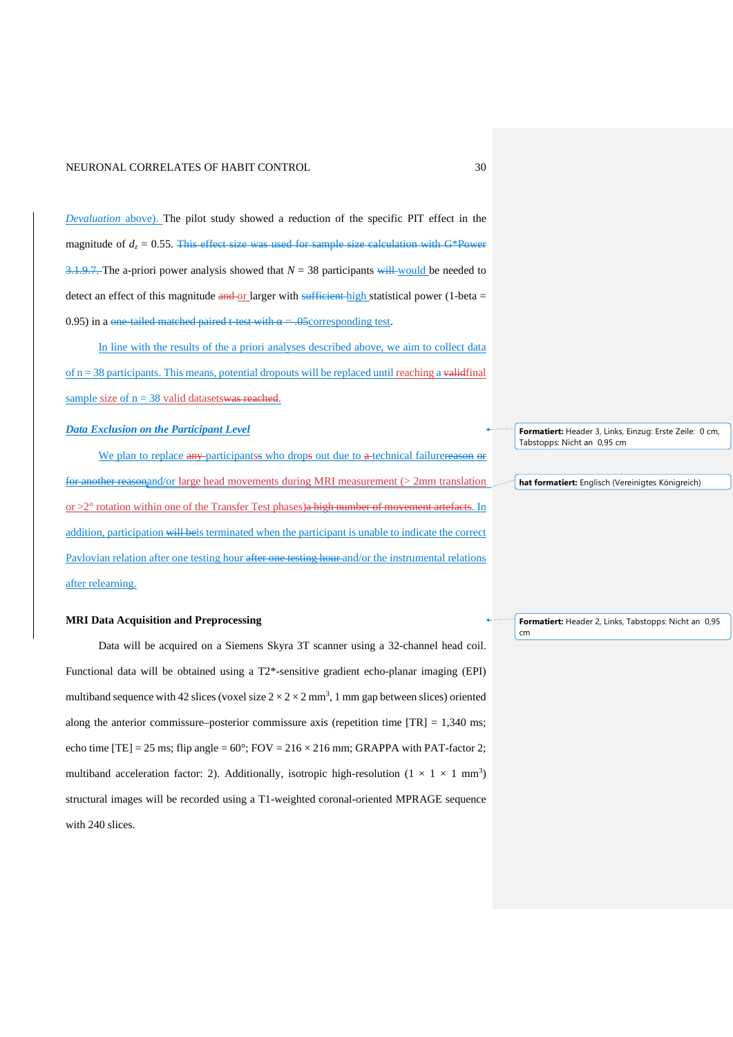*Devaluation* above). The pilot study showed a reduction of the specific PIT effect in the magnitude of $d_z$ = 0.55. ~~This effect size was used for sample size calculation with G*Power 3.1.9.7.~~ The a-priori power analysis showed that $N$ = 38 participants ~~will~~ would be needed to detect an effect of this magnitude ~~and~~ or larger with ~~sufficient~~ high statistical power (1-beta = 0.95) in a ~~one-tailed matched paired t-test with α = .05~~corresponding test.

In line with the results of the a priori analyses described above, we aim to collect data of n = 38 participants. This means, potential dropouts will be replaced until reaching a ~~valid~~final sample size of n = 38 valid datasets~~was reached~~.

### ***Data Exclusion on the Participant Level***

We plan to replace ~~any~~ participants~~s~~ who drop~~s~~ out due to ~~a~~ technical failure~~reason or for another reason~~and/or large head movements during MRI measurement (> 2mm translation or >2° rotation within one of the Transfer Test phases)~~a high number of movement artefacts~~. In addition, participation ~~will be~~is terminated when the participant is unable to indicate the correct Pavlovian relation after one testing hour ~~after one testing hour~~ and/or the instrumental relations after relearning.

## MRI Data Acquisition and Preprocessing

Data will be acquired on a Siemens Skyra 3T scanner using a 32-channel head coil. Functional data will be obtained using a T2*-sensitive gradient echo-planar imaging (EPI) multiband sequence with 42 slices (voxel size $2 \times 2 \times 2$ mm$^3$, 1 mm gap between slices) oriented along the anterior commissure–posterior commissure axis (repetition time [TR] = 1,340 ms; echo time [TE] = 25 ms; flip angle = 60°; FOV = 216 × 216 mm; GRAPPA with PAT-factor 2; multiband acceleration factor: 2). Additionally, isotropic high-resolution ($1 \times 1 \times 1$ mm$^3$) structural images will be recorded using a T1-weighted coronal-oriented MPRAGE sequence with 240 slices.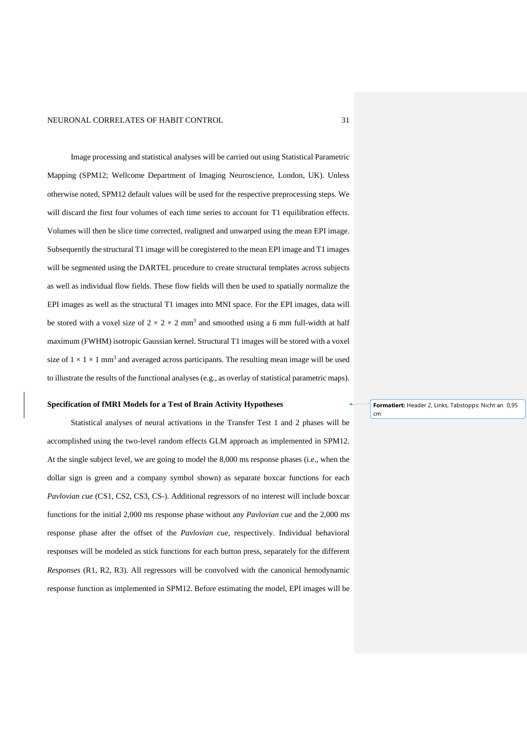Image processing and statistical analyses will be carried out using Statistical Parametric Mapping (SPM12; Wellcome Department of Imaging Neuroscience, London, UK). Unless otherwise noted, SPM12 default values will be used for the respective preprocessing steps. We will discard the first four volumes of each time series to account for T1 equilibration effects. Volumes will then be slice time corrected, realigned and unwarped using the mean EPI image. Subsequently the structural T1 image will be coregistered to the mean EPI image and T1 images will be segmented using the DARTEL procedure to create structural templates across subjects as well as individual flow fields. These flow fields will then be used to spatially normalize the EPI images as well as the structural T1 images into MNI space. For the EPI images, data will be stored with a voxel size of $2 \times 2 \times 2$ mm$^3$ and smoothed using a 6 mm full-width at half maximum (FWHM) isotropic Gaussian kernel. Structural T1 images will be stored with a voxel size of $1 \times 1 \times 1$ mm$^3$ and averaged across participants. The resulting mean image will be used to illustrate the results of the functional analyses (e.g., as overlay of statistical parametric maps).

## Specification of fMRI Models for a Test of Brain Activity Hypotheses

Statistical analyses of neural activations in the Transfer Test 1 and 2 phases will be accomplished using the two-level random effects GLM approach as implemented in SPM12. At the single subject level, we are going to model the 8,000 ms response phases (i.e., when the dollar sign is green and a company symbol shown) as separate boxcar functions for each *Pavlovian cue* (CS1, CS2, CS3, CS-). Additional regressors of no interest will include boxcar functions for the initial 2,000 ms response phase without any *Pavlovian cue* and the 2,000 ms response phase after the offset of the *Pavlovian cue*, respectively. Individual behavioral responses will be modeled as stick functions for each button press, separately for the different *Responses* (R1, R2, R3). All regressors will be convolved with the canonical hemodynamic response function as implemented in SPM12. Before estimating the model, EPI images will be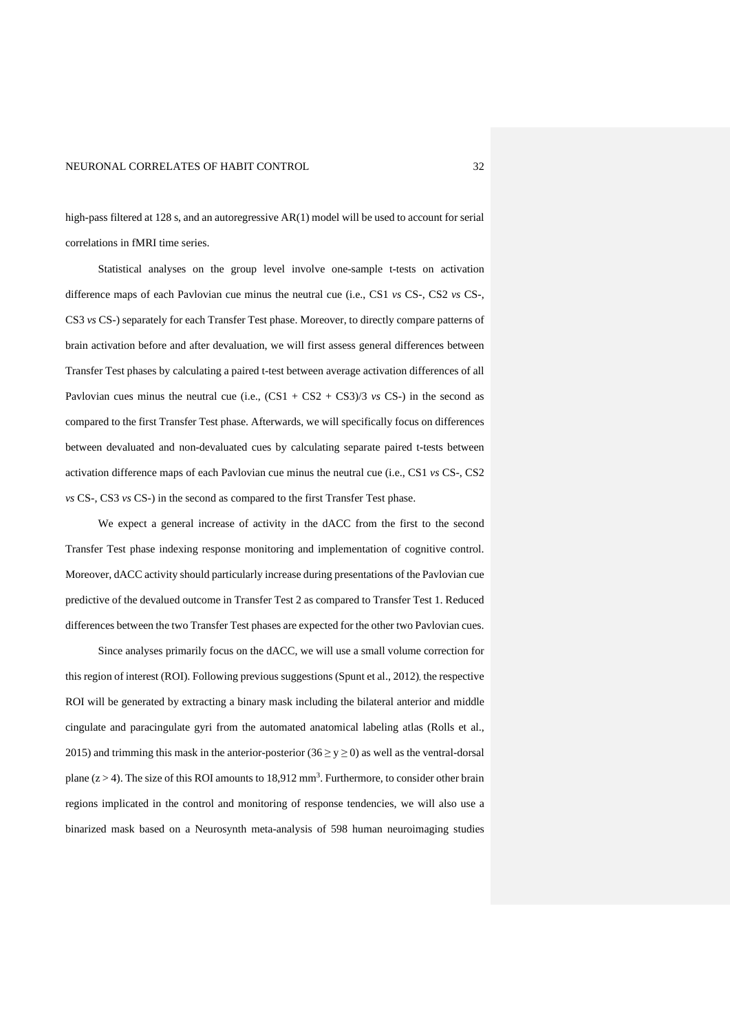high-pass filtered at 128 s, and an autoregressive AR(1) model will be used to account for serial correlations in fMRI time series.

Statistical analyses on the group level involve one-sample t-tests on activation difference maps of each Pavlovian cue minus the neutral cue (i.e., CS1 *vs* CS-, CS2 *vs* CS-, CS3 *vs* CS-) separately for each Transfer Test phase. Moreover, to directly compare patterns of brain activation before and after devaluation, we will first assess general differences between Transfer Test phases by calculating a paired t-test between average activation differences of all Pavlovian cues minus the neutral cue (i.e., (CS1 + CS2 + CS3)/3 *vs* CS-) in the second as compared to the first Transfer Test phase. Afterwards, we will specifically focus on differences between devaluated and non-devaluated cues by calculating separate paired t-tests between activation difference maps of each Pavlovian cue minus the neutral cue (i.e., CS1 *vs* CS-, CS2 *vs* CS-, CS3 *vs* CS-) in the second as compared to the first Transfer Test phase.

We expect a general increase of activity in the dACC from the first to the second Transfer Test phase indexing response monitoring and implementation of cognitive control. Moreover, dACC activity should particularly increase during presentations of the Pavlovian cue predictive of the devalued outcome in Transfer Test 2 as compared to Transfer Test 1. Reduced differences between the two Transfer Test phases are expected for the other two Pavlovian cues.

Since analyses primarily focus on the dACC, we will use a small volume correction for this region of interest (ROI). Following previous suggestions (Spunt et al., 2012), the respective ROI will be generated by extracting a binary mask including the bilateral anterior and middle cingulate and paracingulate gyri from the automated anatomical labeling atlas (Rolls et al., 2015) and trimming this mask in the anterior-posterior ($36 \geq y \geq 0$) as well as the ventral-dorsal plane ($z > 4$). The size of this ROI amounts to 18,912 $mm^3$. Furthermore, to consider other brain regions implicated in the control and monitoring of response tendencies, we will also use a binarized mask based on a Neurosynth meta-analysis of 598 human neuroimaging studies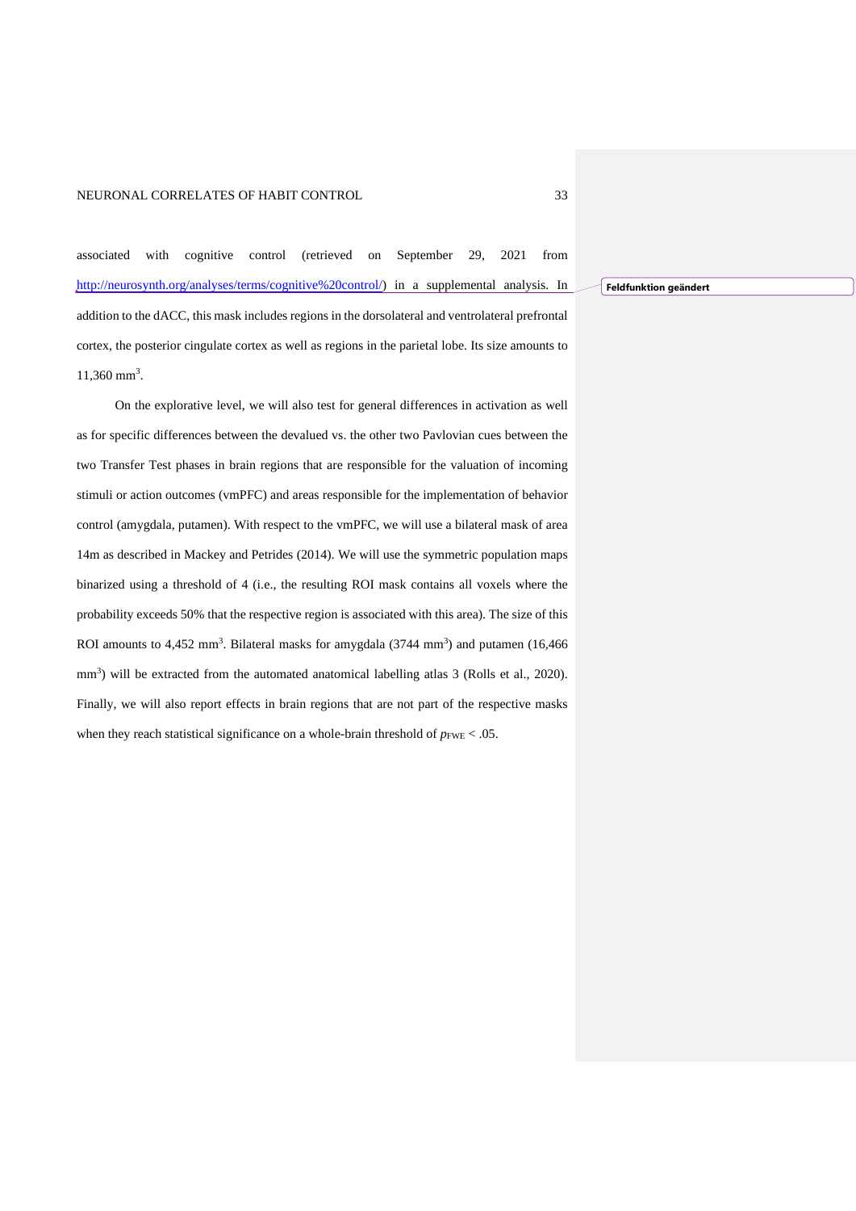associated with cognitive control (retrieved on September 29, 2021 from http://neurosynth.org/analyses/terms/cognitive%20control/) in a supplemental analysis. In addition to the dACC, this mask includes regions in the dorsolateral and ventrolateral prefrontal cortex, the posterior cingulate cortex as well as regions in the parietal lobe. Its size amounts to 11,360 mm$^3$.

On the explorative level, we will also test for general differences in activation as well as for specific differences between the devalued vs. the other two Pavlovian cues between the two Transfer Test phases in brain regions that are responsible for the valuation of incoming stimuli or action outcomes (vmPFC) and areas responsible for the implementation of behavior control (amygdala, putamen). With respect to the vmPFC, we will use a bilateral mask of area 14m as described in Mackey and Petrides (2014). We will use the symmetric population maps binarized using a threshold of 4 (i.e., the resulting ROI mask contains all voxels where the probability exceeds 50% that the respective region is associated with this area). The size of this ROI amounts to 4,452 mm$^3$. Bilateral masks for amygdala (3744 mm$^3$) and putamen (16,466 mm$^3$) will be extracted from the automated anatomical labelling atlas 3 (Rolls et al., 2020). Finally, we will also report effects in brain regions that are not part of the respective masks when they reach statistical significance on a whole-brain threshold of $p_{FWE} < .05$.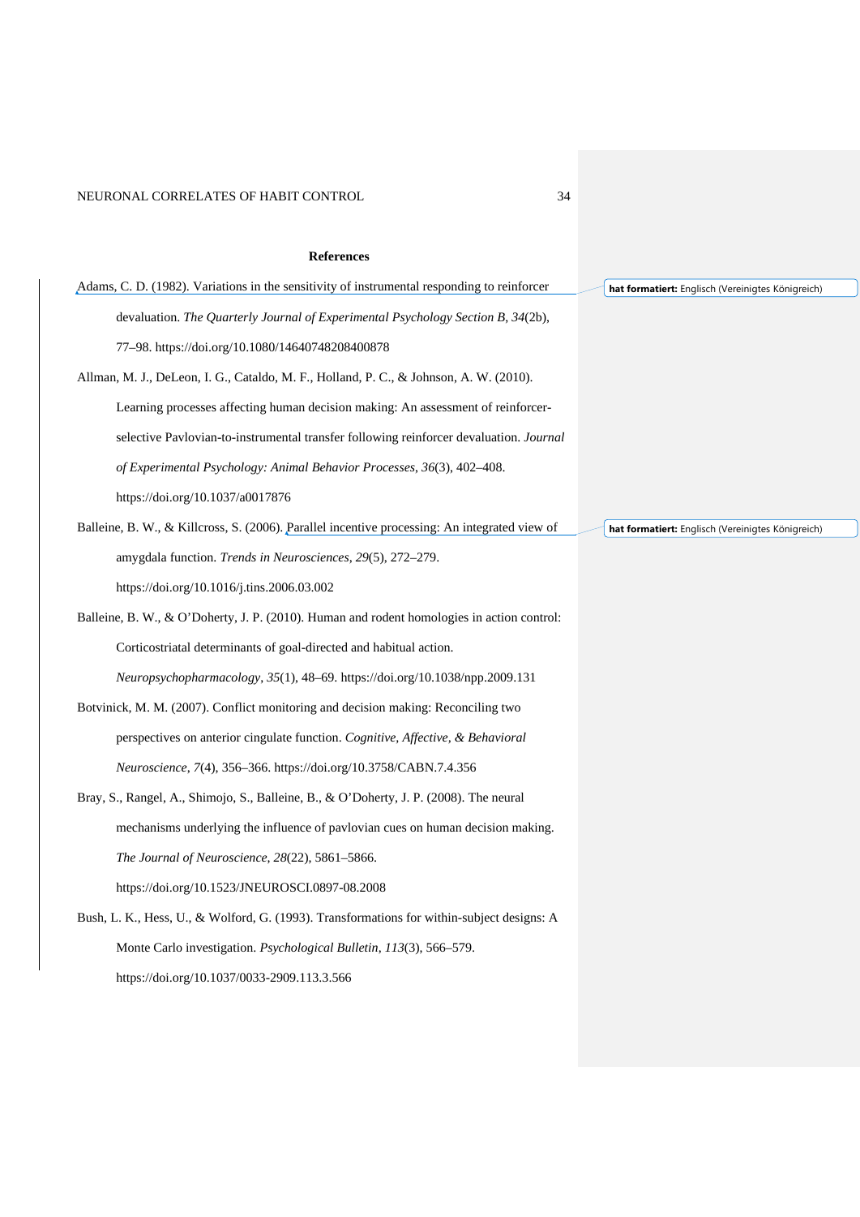## References

Adams, C. D. (1982). Variations in the sensitivity of instrumental responding to reinforcer devaluation. *The Quarterly Journal of Experimental Psychology Section B*, *34*(2b), 77–98. https://doi.org/10.1080/14640748208400878

Allman, M. J., DeLeon, I. G., Cataldo, M. F., Holland, P. C., & Johnson, A. W. (2010). Learning processes affecting human decision making: An assessment of reinforcer-selective Pavlovian-to-instrumental transfer following reinforcer devaluation. *Journal of Experimental Psychology: Animal Behavior Processes*, *36*(3), 402–408. https://doi.org/10.1037/a0017876

Balleine, B. W., & Killcross, S. (2006). Parallel incentive processing: An integrated view of amygdala function. *Trends in Neurosciences*, *29*(5), 272–279. https://doi.org/10.1016/j.tins.2006.03.002

Balleine, B. W., & O'Doherty, J. P. (2010). Human and rodent homologies in action control: Corticostriatal determinants of goal-directed and habitual action. *Neuropsychopharmacology*, *35*(1), 48–69. https://doi.org/10.1038/npp.2009.131

Botvinick, M. M. (2007). Conflict monitoring and decision making: Reconciling two perspectives on anterior cingulate function. *Cognitive, Affective, & Behavioral Neuroscience*, *7*(4), 356–366. https://doi.org/10.3758/CABN.7.4.356

Bray, S., Rangel, A., Shimojo, S., Balleine, B., & O'Doherty, J. P. (2008). The neural mechanisms underlying the influence of pavlovian cues on human decision making. *The Journal of Neuroscience*, *28*(22), 5861–5866. https://doi.org/10.1523/JNEUROSCI.0897-08.2008

Bush, L. K., Hess, U., & Wolford, G. (1993). Transformations for within-subject designs: A Monte Carlo investigation. *Psychological Bulletin*, *113*(3), 566–579. https://doi.org/10.1037/0033-2909.113.3.566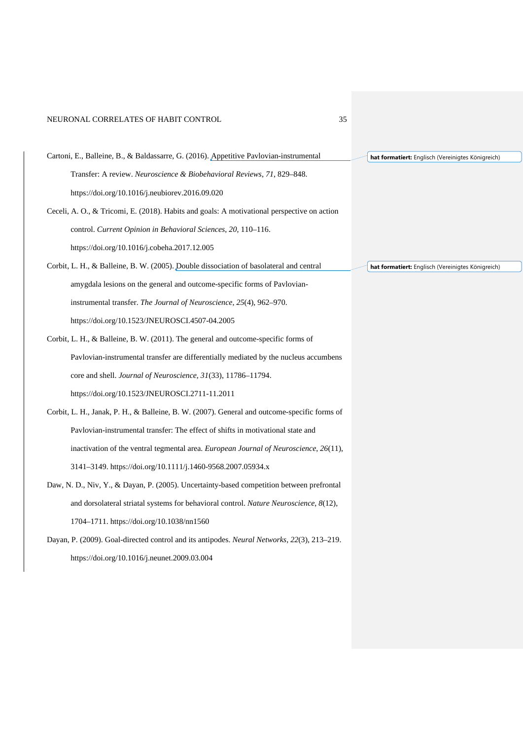Cartoni, E., Balleine, B., & Baldassarre, G. (2016). Appetitive Pavlovian-instrumental Transfer: A review. *Neuroscience & Biobehavioral Reviews*, *71*, 829–848. https://doi.org/10.1016/j.neubiorev.2016.09.020

Ceceli, A. O., & Tricomi, E. (2018). Habits and goals: A motivational perspective on action control. *Current Opinion in Behavioral Sciences*, *20*, 110–116. https://doi.org/10.1016/j.cobeha.2017.12.005

Corbit, L. H., & Balleine, B. W. (2005). Double dissociation of basolateral and central amygdala lesions on the general and outcome-specific forms of Pavlovian-instrumental transfer. *The Journal of Neuroscience*, *25*(4), 962–970. https://doi.org/10.1523/JNEUROSCI.4507-04.2005

Corbit, L. H., & Balleine, B. W. (2011). The general and outcome-specific forms of Pavlovian-instrumental transfer are differentially mediated by the nucleus accumbens core and shell. *Journal of Neuroscience*, *31*(33), 11786–11794. https://doi.org/10.1523/JNEUROSCI.2711-11.2011

Corbit, L. H., Janak, P. H., & Balleine, B. W. (2007). General and outcome-specific forms of Pavlovian-instrumental transfer: The effect of shifts in motivational state and inactivation of the ventral tegmental area. *European Journal of Neuroscience*, *26*(11), 3141–3149. https://doi.org/10.1111/j.1460-9568.2007.05934.x

Daw, N. D., Niv, Y., & Dayan, P. (2005). Uncertainty-based competition between prefrontal and dorsolateral striatal systems for behavioral control. *Nature Neuroscience*, *8*(12), 1704–1711. https://doi.org/10.1038/nn1560

Dayan, P. (2009). Goal-directed control and its antipodes. *Neural Networks*, *22*(3), 213–219. https://doi.org/10.1016/j.neunet.2009.03.004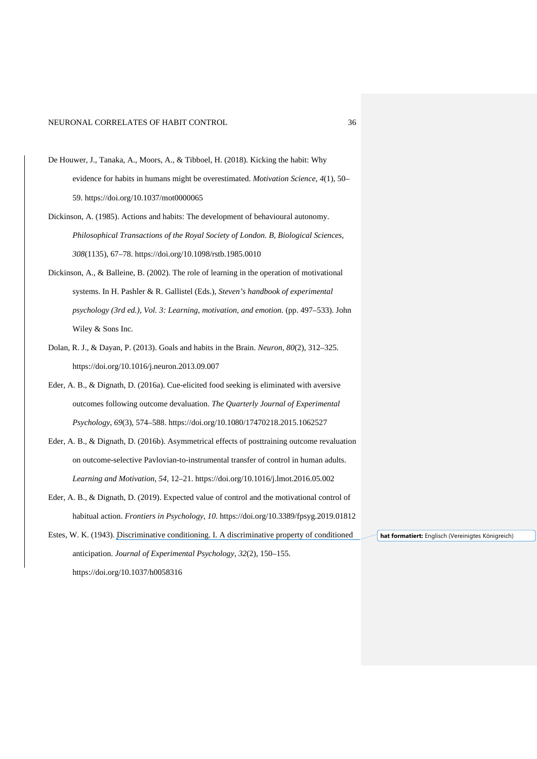De Houwer, J., Tanaka, A., Moors, A., & Tibboel, H. (2018). Kicking the habit: Why evidence for habits in humans might be overestimated. *Motivation Science*, *4*(1), 50–59. https://doi.org/10.1037/mot0000065

Dickinson, A. (1985). Actions and habits: The development of behavioural autonomy. *Philosophical Transactions of the Royal Society of London. B, Biological Sciences*, *308*(1135), 67–78. https://doi.org/10.1098/rstb.1985.0010

Dickinson, A., & Balleine, B. (2002). The role of learning in the operation of motivational systems. In H. Pashler & R. Gallistel (Eds.), *Steven's handbook of experimental psychology (3rd ed.), Vol. 3: Learning, motivation, and emotion.* (pp. 497–533). John Wiley & Sons Inc.

Dolan, R. J., & Dayan, P. (2013). Goals and habits in the Brain. *Neuron*, *80*(2), 312–325. https://doi.org/10.1016/j.neuron.2013.09.007

Eder, A. B., & Dignath, D. (2016a). Cue-elicited food seeking is eliminated with aversive outcomes following outcome devaluation. *The Quarterly Journal of Experimental Psychology*, *69*(3), 574–588. https://doi.org/10.1080/17470218.2015.1062527

Eder, A. B., & Dignath, D. (2016b). Asymmetrical effects of posttraining outcome revaluation on outcome-selective Pavlovian-to-instrumental transfer of control in human adults. *Learning and Motivation*, *54*, 12–21. https://doi.org/10.1016/j.lmot.2016.05.002

Eder, A. B., & Dignath, D. (2019). Expected value of control and the motivational control of habitual action. *Frontiers in Psychology*, *10*. https://doi.org/10.3389/fpsyg.2019.01812

Estes, W. K. (1943). Discriminative conditioning. I. A discriminative property of conditioned anticipation. *Journal of Experimental Psychology*, *32*(2), 150–155. https://doi.org/10.1037/h0058316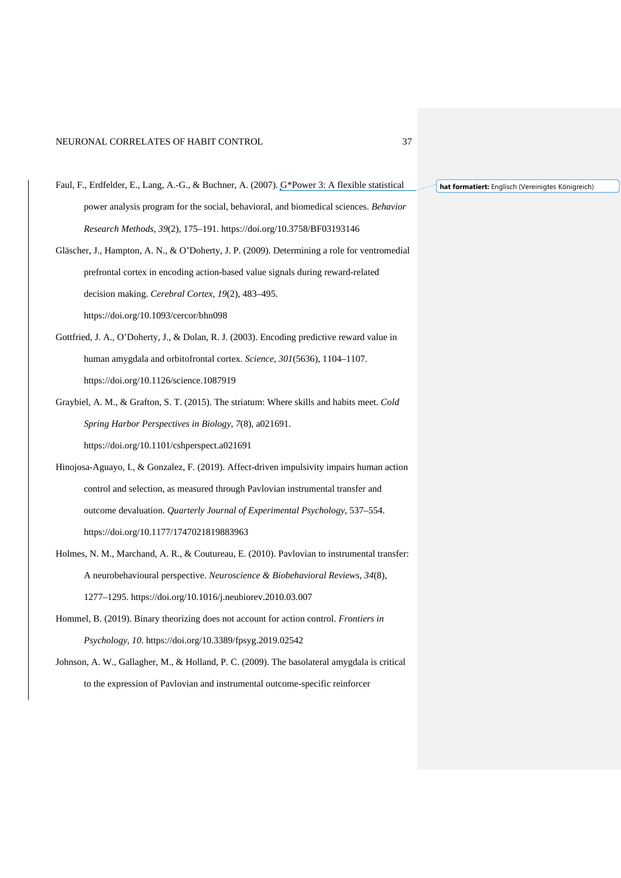Faul, F., Erdfelder, E., Lang, A.-G., & Buchner, A. (2007). G*Power 3: A flexible statistical power analysis program for the social, behavioral, and biomedical sciences. *Behavior Research Methods*, *39*(2), 175–191. https://doi.org/10.3758/BF03193146

Gläscher, J., Hampton, A. N., & O'Doherty, J. P. (2009). Determining a role for ventromedial prefrontal cortex in encoding action-based value signals during reward-related decision making. *Cerebral Cortex*, *19*(2), 483–495. https://doi.org/10.1093/cercor/bhn098

Gottfried, J. A., O'Doherty, J., & Dolan, R. J. (2003). Encoding predictive reward value in human amygdala and orbitofrontal cortex. *Science*, *301*(5636), 1104–1107. https://doi.org/10.1126/science.1087919

Graybiel, A. M., & Grafton, S. T. (2015). The striatum: Where skills and habits meet. *Cold Spring Harbor Perspectives in Biology*, *7*(8), a021691. https://doi.org/10.1101/cshperspect.a021691

Hinojosa-Aguayo, I., & Gonzalez, F. (2019). Affect-driven impulsivity impairs human action control and selection, as measured through Pavlovian instrumental transfer and outcome devaluation. *Quarterly Journal of Experimental Psychology*, 537–554. https://doi.org/10.1177/1747021819883963

Holmes, N. M., Marchand, A. R., & Coutureau, E. (2010). Pavlovian to instrumental transfer: A neurobehavioural perspective. *Neuroscience & Biobehavioral Reviews*, *34*(8), 1277–1295. https://doi.org/10.1016/j.neubiorev.2010.03.007

Hommel, B. (2019). Binary theorizing does not account for action control. *Frontiers in Psychology*, *10*. https://doi.org/10.3389/fpsyg.2019.02542

Johnson, A. W., Gallagher, M., & Holland, P. C. (2009). The basolateral amygdala is critical to the expression of Pavlovian and instrumental outcome-specific reinforcer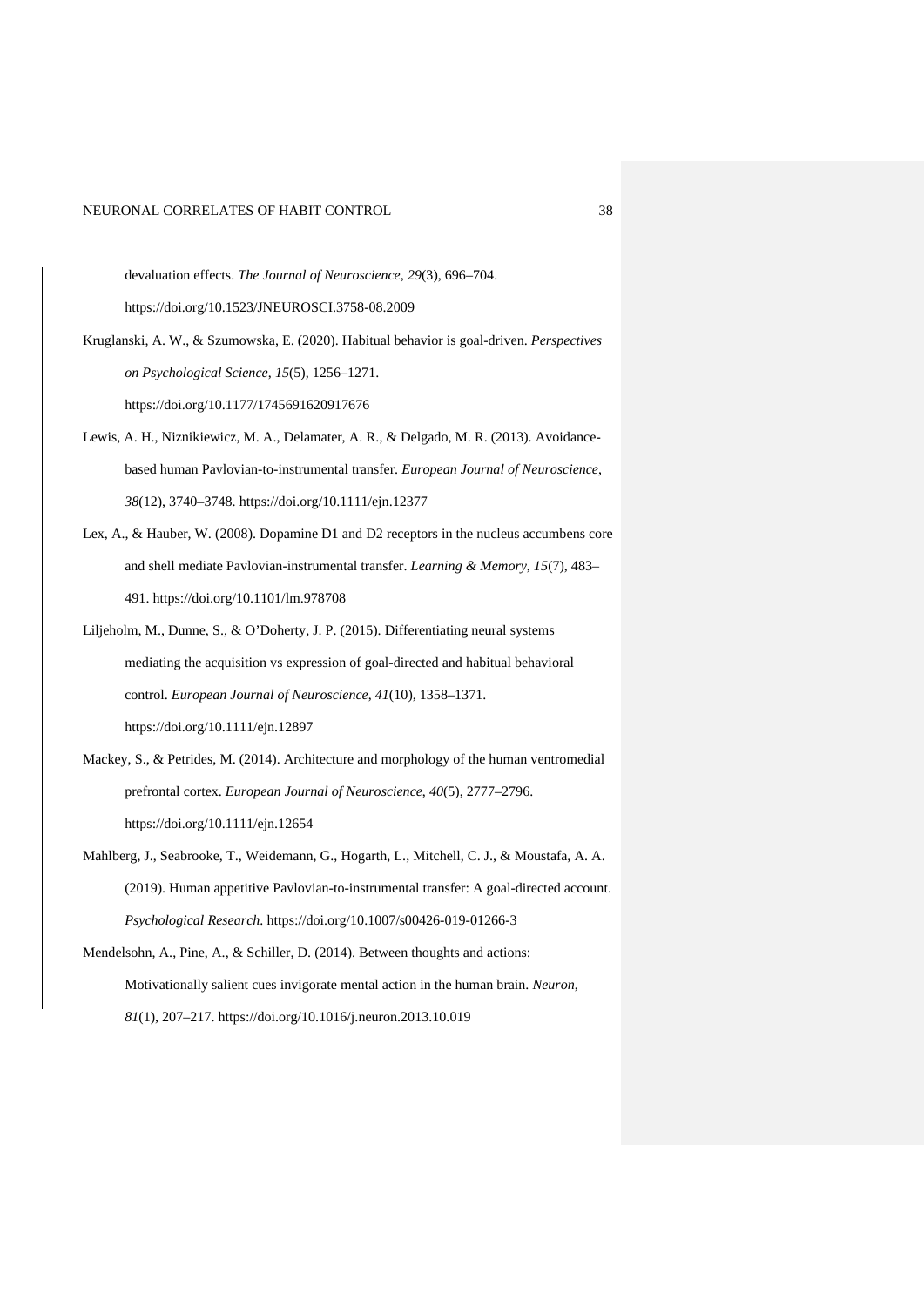devaluation effects. *The Journal of Neuroscience*, *29*(3), 696–704. https://doi.org/10.1523/JNEUROSCI.3758-08.2009

Kruglanski, A. W., & Szumowska, E. (2020). Habitual behavior is goal-driven. *Perspectives on Psychological Science*, *15*(5), 1256–1271. https://doi.org/10.1177/1745691620917676

Lewis, A. H., Niznikiewicz, M. A., Delamater, A. R., & Delgado, M. R. (2013). Avoidance-based human Pavlovian-to-instrumental transfer. *European Journal of Neuroscience*, *38*(12), 3740–3748. https://doi.org/10.1111/ejn.12377

Lex, A., & Hauber, W. (2008). Dopamine D1 and D2 receptors in the nucleus accumbens core and shell mediate Pavlovian-instrumental transfer. *Learning & Memory*, *15*(7), 483–491. https://doi.org/10.1101/lm.978708

Liljeholm, M., Dunne, S., & O'Doherty, J. P. (2015). Differentiating neural systems mediating the acquisition vs expression of goal-directed and habitual behavioral control. *European Journal of Neuroscience*, *41*(10), 1358–1371. https://doi.org/10.1111/ejn.12897

Mackey, S., & Petrides, M. (2014). Architecture and morphology of the human ventromedial prefrontal cortex. *European Journal of Neuroscience*, *40*(5), 2777–2796. https://doi.org/10.1111/ejn.12654

Mahlberg, J., Seabrooke, T., Weidemann, G., Hogarth, L., Mitchell, C. J., & Moustafa, A. A. (2019). Human appetitive Pavlovian-to-instrumental transfer: A goal-directed account. *Psychological Research*. https://doi.org/10.1007/s00426-019-01266-3

Mendelsohn, A., Pine, A., & Schiller, D. (2014). Between thoughts and actions: Motivationally salient cues invigorate mental action in the human brain. *Neuron*, *81*(1), 207–217. https://doi.org/10.1016/j.neuron.2013.10.019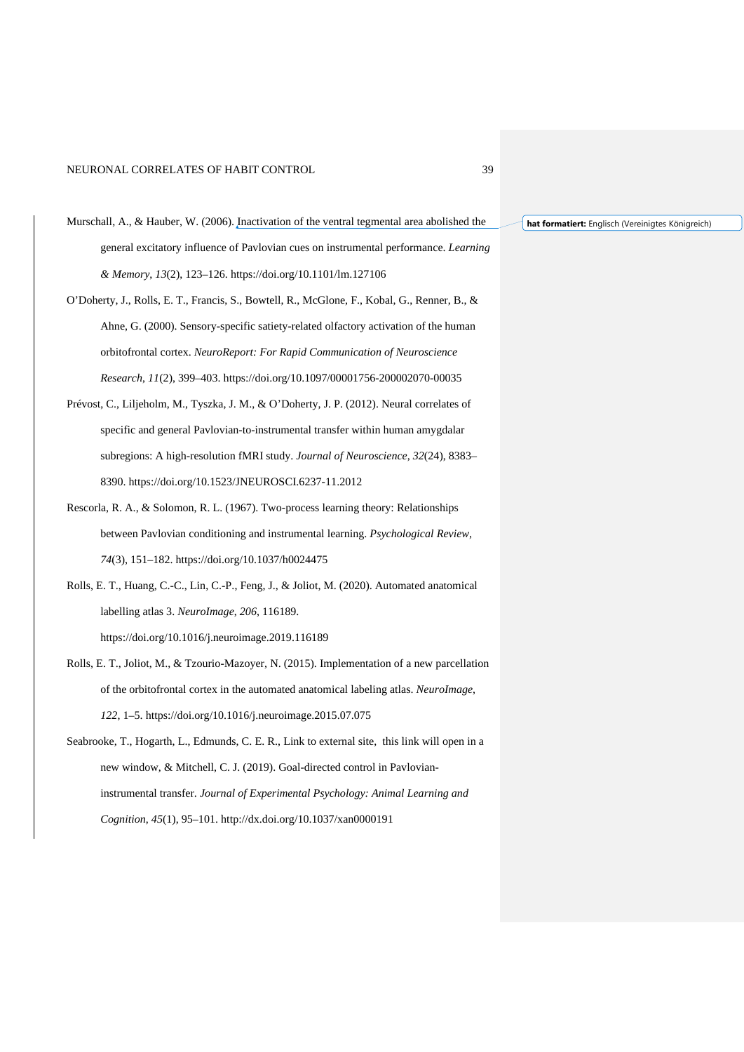Murschall, A., & Hauber, W. (2006). Inactivation of the ventral tegmental area abolished the general excitatory influence of Pavlovian cues on instrumental performance. *Learning & Memory*, *13*(2), 123–126. https://doi.org/10.1101/lm.127106

O'Doherty, J., Rolls, E. T., Francis, S., Bowtell, R., McGlone, F., Kobal, G., Renner, B., & Ahne, G. (2000). Sensory-specific satiety-related olfactory activation of the human orbitofrontal cortex. *NeuroReport: For Rapid Communication of Neuroscience Research*, *11*(2), 399–403. https://doi.org/10.1097/00001756-200002070-00035

Prévost, C., Liljeholm, M., Tyszka, J. M., & O'Doherty, J. P. (2012). Neural correlates of specific and general Pavlovian-to-instrumental transfer within human amygdalar subregions: A high-resolution fMRI study. *Journal of Neuroscience*, *32*(24), 8383–8390. https://doi.org/10.1523/JNEUROSCI.6237-11.2012

Rescorla, R. A., & Solomon, R. L. (1967). Two-process learning theory: Relationships between Pavlovian conditioning and instrumental learning. *Psychological Review*, *74*(3), 151–182. https://doi.org/10.1037/h0024475

Rolls, E. T., Huang, C.-C., Lin, C.-P., Feng, J., & Joliot, M. (2020). Automated anatomical labelling atlas 3. *NeuroImage*, *206*, 116189. https://doi.org/10.1016/j.neuroimage.2019.116189

Rolls, E. T., Joliot, M., & Tzourio-Mazoyer, N. (2015). Implementation of a new parcellation of the orbitofrontal cortex in the automated anatomical labeling atlas. *NeuroImage*, *122*, 1–5. https://doi.org/10.1016/j.neuroimage.2015.07.075

Seabrooke, T., Hogarth, L., Edmunds, C. E. R., Link to external site, this link will open in a new window, & Mitchell, C. J. (2019). Goal-directed control in Pavlovian-instrumental transfer. *Journal of Experimental Psychology: Animal Learning and Cognition*, *45*(1), 95–101. http://dx.doi.org/10.1037/xan0000191

**hat formatiert:** Englisch (Vereinigtes Königreich)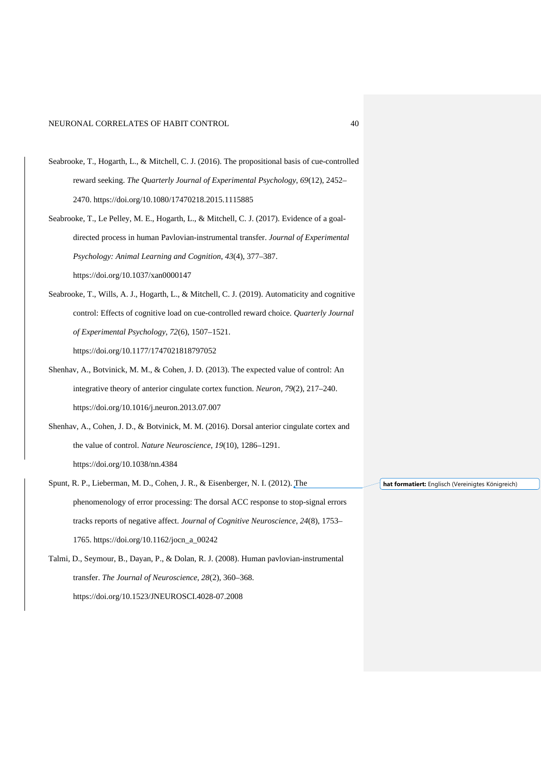Seabrooke, T., Hogarth, L., & Mitchell, C. J. (2016). The propositional basis of cue-controlled reward seeking. *The Quarterly Journal of Experimental Psychology*, *69*(12), 2452–2470. https://doi.org/10.1080/17470218.2015.1115885

Seabrooke, T., Le Pelley, M. E., Hogarth, L., & Mitchell, C. J. (2017). Evidence of a goal-directed process in human Pavlovian-instrumental transfer. *Journal of Experimental Psychology: Animal Learning and Cognition*, *43*(4), 377–387. https://doi.org/10.1037/xan0000147

Seabrooke, T., Wills, A. J., Hogarth, L., & Mitchell, C. J. (2019). Automaticity and cognitive control: Effects of cognitive load on cue-controlled reward choice. *Quarterly Journal of Experimental Psychology*, *72*(6), 1507–1521. https://doi.org/10.1177/1747021818797052

Shenhav, A., Botvinick, M. M., & Cohen, J. D. (2013). The expected value of control: An integrative theory of anterior cingulate cortex function. *Neuron*, *79*(2), 217–240. https://doi.org/10.1016/j.neuron.2013.07.007

Shenhav, A., Cohen, J. D., & Botvinick, M. M. (2016). Dorsal anterior cingulate cortex and the value of control. *Nature Neuroscience*, *19*(10), 1286–1291. https://doi.org/10.1038/nn.4384

Spunt, R. P., Lieberman, M. D., Cohen, J. R., & Eisenberger, N. I. (2012). The phenomenology of error processing: The dorsal ACC response to stop-signal errors tracks reports of negative affect. *Journal of Cognitive Neuroscience*, *24*(8), 1753–1765. https://doi.org/10.1162/jocn_a_00242

Talmi, D., Seymour, B., Dayan, P., & Dolan, R. J. (2008). Human pavlovian-instrumental transfer. *The Journal of Neuroscience*, *28*(2), 360–368. https://doi.org/10.1523/JNEUROSCI.4028-07.2008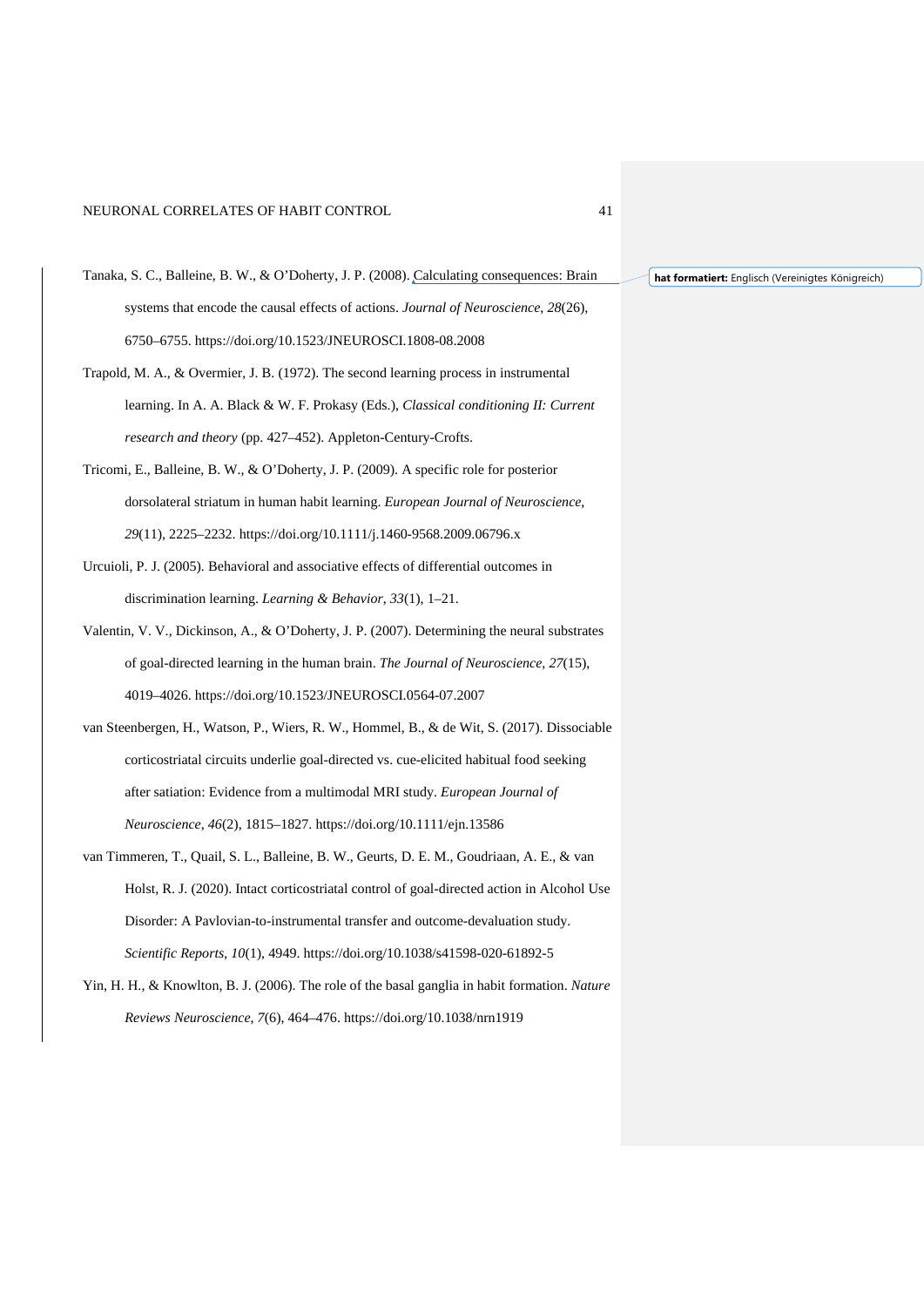Tanaka, S. C., Balleine, B. W., & O'Doherty, J. P. (2008). Calculating consequences: Brain systems that encode the causal effects of actions. *Journal of Neuroscience*, *28*(26), 6750–6755. https://doi.org/10.1523/JNEUROSCI.1808-08.2008

Trapold, M. A., & Overmier, J. B. (1972). The second learning process in instrumental learning. In A. A. Black & W. F. Prokasy (Eds.), *Classical conditioning II: Current research and theory* (pp. 427–452). Appleton-Century-Crofts.

Tricomi, E., Balleine, B. W., & O'Doherty, J. P. (2009). A specific role for posterior dorsolateral striatum in human habit learning. *European Journal of Neuroscience*, *29*(11), 2225–2232. https://doi.org/10.1111/j.1460-9568.2009.06796.x

Urcuioli, P. J. (2005). Behavioral and associative effects of differential outcomes in discrimination learning. *Learning & Behavior*, *33*(1), 1–21.

Valentin, V. V., Dickinson, A., & O'Doherty, J. P. (2007). Determining the neural substrates of goal-directed learning in the human brain. *The Journal of Neuroscience*, *27*(15), 4019–4026. https://doi.org/10.1523/JNEUROSCI.0564-07.2007

van Steenbergen, H., Watson, P., Wiers, R. W., Hommel, B., & de Wit, S. (2017). Dissociable corticostriatal circuits underlie goal-directed vs. cue-elicited habitual food seeking after satiation: Evidence from a multimodal MRI study. *European Journal of Neuroscience*, *46*(2), 1815–1827. https://doi.org/10.1111/ejn.13586

van Timmeren, T., Quail, S. L., Balleine, B. W., Geurts, D. E. M., Goudriaan, A. E., & van Holst, R. J. (2020). Intact corticostriatal control of goal-directed action in Alcohol Use Disorder: A Pavlovian-to-instrumental transfer and outcome-devaluation study. *Scientific Reports*, *10*(1), 4949. https://doi.org/10.1038/s41598-020-61892-5

Yin, H. H., & Knowlton, B. J. (2006). The role of the basal ganglia in habit formation. *Nature Reviews Neuroscience*, *7*(6), 464–476. https://doi.org/10.1038/nrn1919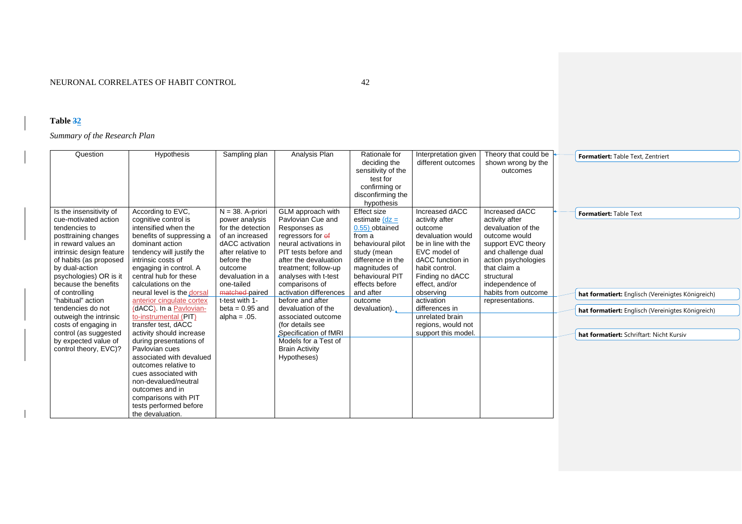**Table 32**

*Summary of the Research Plan*

| Question | Hypothesis | Sampling plan | Analysis Plan | Rationale for deciding the sensitivity of the test for confirming or disconfirming the hypothesis | Interpretation given different outcomes | Theory that could be shown wrong by the outcomes |
|---|---|---|---|---|---|---|
| Is the insensitivity of cue-motivated action tendencies to posttraining changes in reward values an intrinsic design feature of habits (as proposed by dual-action psychologies) OR is it because the benefits of controlling "habitual" action tendencies do not outweigh the intrinsic costs of engaging in control (as suggested by expected value of control theory, EVC)? | According to EVC, cognitive control is intensified when the benefits of suppressing a dominant action tendency will justify the intrinsic costs of engaging in control. A central hub for these calculations on the neural level is the dorsal anterior cingulate cortex (dACC). In a Pavlovian-to-instrumental (PIT) transfer test, dACC activity should increase during presentations of Pavlovian cues associated with devalued outcomes relative to cues associated with non-devalued/neutral outcomes and in comparisons with PIT tests performed before the devaluation. | N = 38. A-priori power analysis for the detection of an increased dACC activation after relative to before the outcome devaluation in a one-tailed matched paired t-test with 1-beta = 0.95 and alpha = .05. | GLM approach with Pavlovian Cue and Responses as regressors for of neural activations in PIT tests before and after the devaluation treatment; follow-up analyses with t-test comparisons of activation differences before and after devaluation of the associated outcome (for details see Specification of fMRI Models for a Test of Brain Activity Hypotheses) | Effect size estimate (dz = 0.55) obtained from a behavioural pilot study (mean difference in the magnitudes of behavioural PIT effects before and after outcome devaluation). | Increased dACC activity after outcome devaluation would be in line with the EVC model of dACC function in habit control. Finding no dACC effect, and/or observing activation differences in unrelated brain regions, would not support this model. | Increased dACC activity after devaluation of the outcome would support EVC theory and challenge dual action psychologies that claim a structural independence of habits from outcome representations. |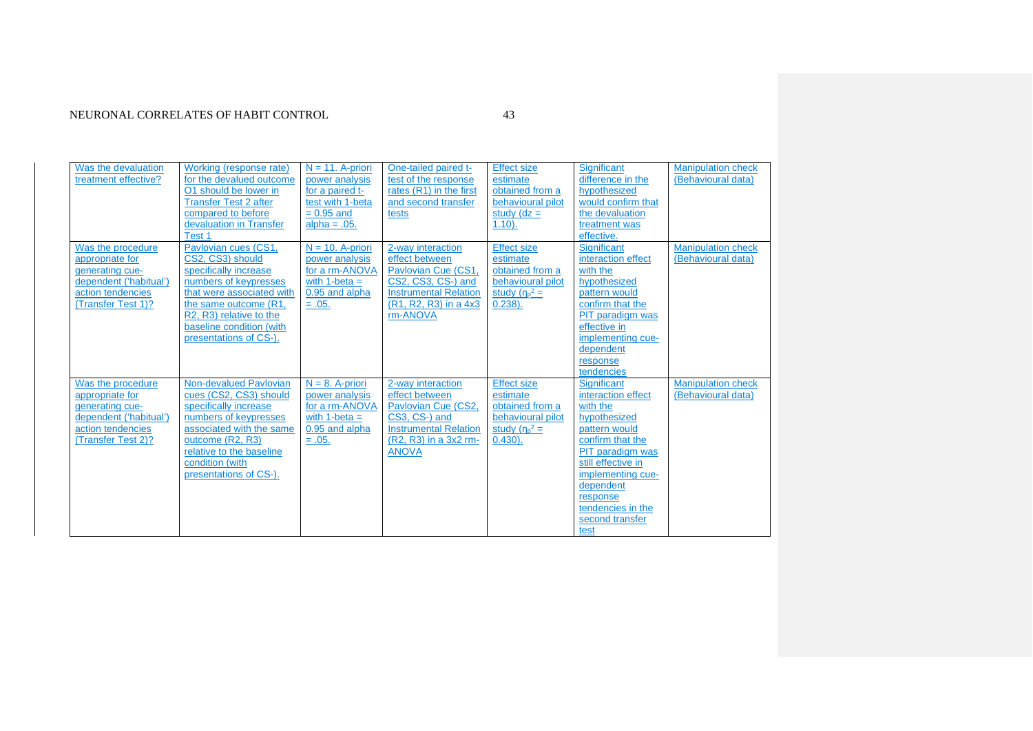| | | | | | | |
|---|---|---|---|---|---|---|
| Was the devaluation treatment effective? | Working (response rate) for the devalued outcome O1 should be lower in Transfer Test 2 after compared to before devaluation in Transfer Test 1 | N = 11. A-priori power analysis for a paired t-test with 1-beta = 0.95 and alpha = .05. | One-tailed paired t-test of the response rates (R1) in the first and second transfer tests | Effect size estimate obtained from a behavioural pilot study (dz = 1.10). | Significant difference in the hypothesized would confirm that the devaluation treatment was effective. | Manipulation check (Behavioural data) |
| Was the procedure appropriate for generating cue-dependent ('habitual') action tendencies (Transfer Test 1)? | Pavlovian cues (CS1, CS2, CS3) should specifically increase numbers of keypresses that were associated with the same outcome (R1, R2, R3) relative to the baseline condition (with presentations of CS-). | N = 10. A-priori power analysis for a rm-ANOVA with 1-beta = 0.95 and alpha = .05. | 2-way interaction effect between Pavlovian Cue (CS1, CS2, CS3, CS-) and Instrumental Relation (R1, R2, R3) in a 4x3 rm-ANOVA | Effect size estimate obtained from a behavioural pilot study ($\eta_p^2$ = 0.238). | Significant interaction effect with the hypothesized pattern would confirm that the PIT paradigm was effective in implementing cue-dependent response tendencies | Manipulation check (Behavioural data) |
| Was the procedure appropriate for generating cue-dependent ('habitual') action tendencies (Transfer Test 2)? | Non-devalued Pavlovian cues (CS2, CS3) should specifically increase numbers of keypresses associated with the same outcome (R2, R3) relative to the baseline condition (with presentations of CS-). | N = 8. A-priori power analysis for a rm-ANOVA with 1-beta = 0.95 and alpha = .05. | 2-way interaction effect between Pavlovian Cue (CS2, CS3, CS-) and Instrumental Relation (R2, R3) in a 3x2 rm-ANOVA | Effect size estimate obtained from a behavioural pilot study ($\eta_p^2$ = 0.430). | Significant interaction effect with the hypothesized pattern would confirm that the PIT paradigm was still effective in implementing cue-dependent response tendencies in the second transfer test | Manipulation check (Behavioural data) |